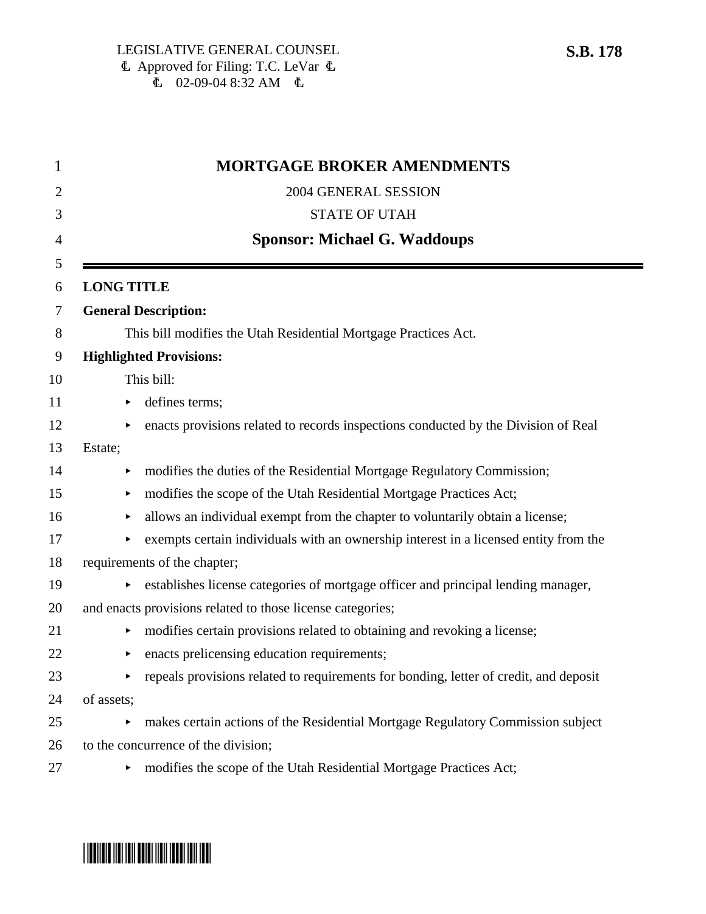LEGISLATIVE GENERAL COUNSEL
Approved for Filing: T.C. LeVar
02-09-04 8:32 AM

**S.B. 178**

# MORTGAGE BROKER AMENDMENTS

2004 GENERAL SESSION

STATE OF UTAH

**Sponsor: Michael G. Waddoups**

**LONG TITLE**

**General Description:**

This bill modifies the Utah Residential Mortgage Practices Act.

**Highlighted Provisions:**

This bill:

- defines terms;
- enacts provisions related to records inspections conducted by the Division of Real Estate;
- modifies the duties of the Residential Mortgage Regulatory Commission;
- modifies the scope of the Utah Residential Mortgage Practices Act;
- allows an individual exempt from the chapter to voluntarily obtain a license;
- exempts certain individuals with an ownership interest in a licensed entity from the requirements of the chapter;
- establishes license categories of mortgage officer and principal lending manager, and enacts provisions related to those license categories;
- modifies certain provisions related to obtaining and revoking a license;
- enacts prelicensing education requirements;
- repeals provisions related to requirements for bonding, letter of credit, and deposit of assets;
- makes certain actions of the Residential Mortgage Regulatory Commission subject to the concurrence of the division;
- modifies the scope of the Utah Residential Mortgage Practices Act;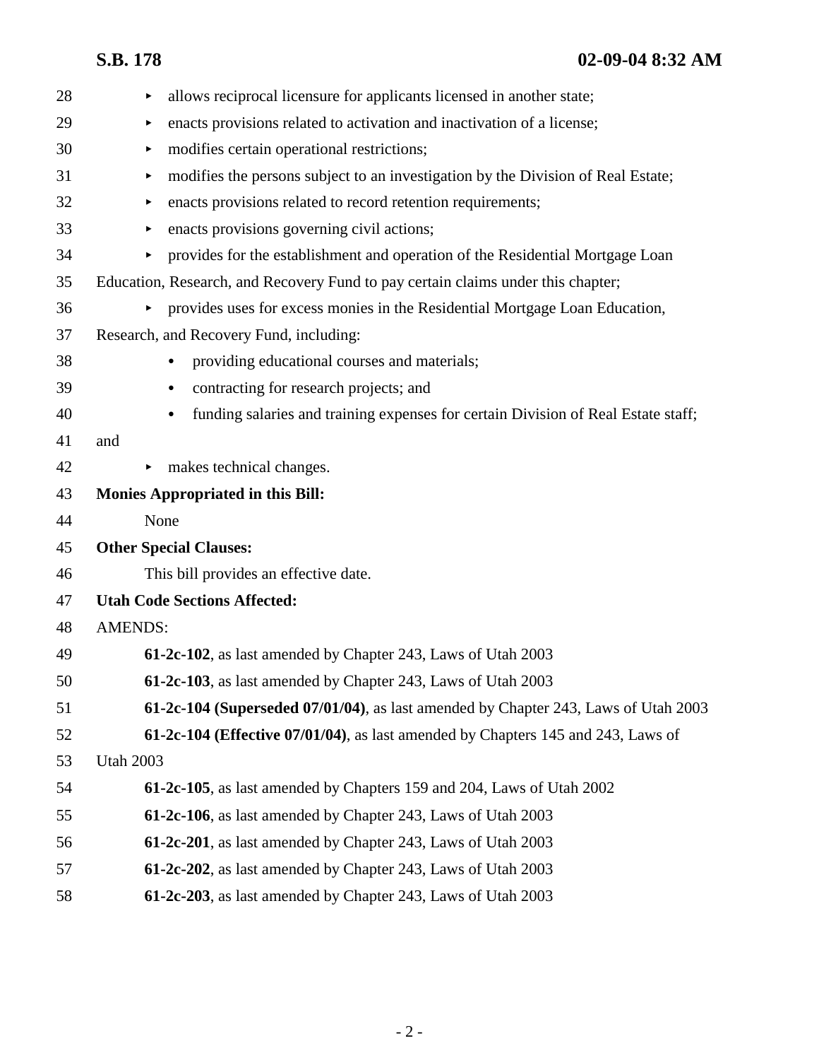- allows reciprocal licensure for applicants licensed in another state;
- enacts provisions related to activation and inactivation of a license;
- modifies certain operational restrictions;
- modifies the persons subject to an investigation by the Division of Real Estate;
- enacts provisions related to record retention requirements;
- enacts provisions governing civil actions;
- provides for the establishment and operation of the Residential Mortgage Loan Education, Research, and Recovery Fund to pay certain claims under this chapter;
- provides uses for excess monies in the Residential Mortgage Loan Education, Research, and Recovery Fund, including:
  - providing educational courses and materials;
  - contracting for research projects; and
  - funding salaries and training expenses for certain Division of Real Estate staff; and
- makes technical changes.

**Monies Appropriated in this Bill:**

None

**Other Special Clauses:**

This bill provides an effective date.

**Utah Code Sections Affected:**

AMENDS:

**61-2c-102**, as last amended by Chapter 243, Laws of Utah 2003

**61-2c-103**, as last amended by Chapter 243, Laws of Utah 2003

**61-2c-104 (Superseded 07/01/04)**, as last amended by Chapter 243, Laws of Utah 2003

**61-2c-104 (Effective 07/01/04)**, as last amended by Chapters 145 and 243, Laws of Utah 2003

**61-2c-105**, as last amended by Chapters 159 and 204, Laws of Utah 2002

**61-2c-106**, as last amended by Chapter 243, Laws of Utah 2003

**61-2c-201**, as last amended by Chapter 243, Laws of Utah 2003

**61-2c-202**, as last amended by Chapter 243, Laws of Utah 2003

**61-2c-203**, as last amended by Chapter 243, Laws of Utah 2003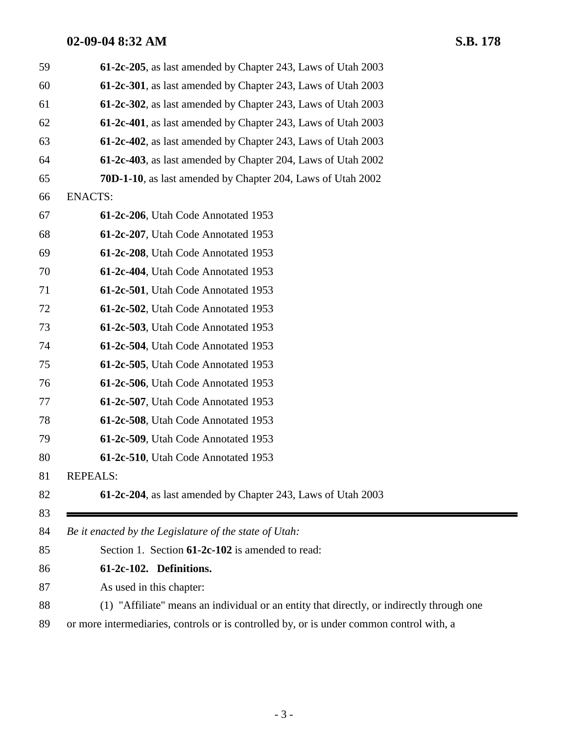**61-2c-205**, as last amended by Chapter 243, Laws of Utah 2003

**61-2c-301**, as last amended by Chapter 243, Laws of Utah 2003

**61-2c-302**, as last amended by Chapter 243, Laws of Utah 2003

**61-2c-401**, as last amended by Chapter 243, Laws of Utah 2003

**61-2c-402**, as last amended by Chapter 243, Laws of Utah 2003

**61-2c-403**, as last amended by Chapter 204, Laws of Utah 2002

**70D-1-10**, as last amended by Chapter 204, Laws of Utah 2002

ENACTS:

**61-2c-206**, Utah Code Annotated 1953

**61-2c-207**, Utah Code Annotated 1953

**61-2c-208**, Utah Code Annotated 1953

**61-2c-404**, Utah Code Annotated 1953

**61-2c-501**, Utah Code Annotated 1953

**61-2c-502**, Utah Code Annotated 1953

**61-2c-503**, Utah Code Annotated 1953

**61-2c-504**, Utah Code Annotated 1953

**61-2c-505**, Utah Code Annotated 1953

**61-2c-506**, Utah Code Annotated 1953

**61-2c-507**, Utah Code Annotated 1953

**61-2c-508**, Utah Code Annotated 1953

**61-2c-509**, Utah Code Annotated 1953

**61-2c-510**, Utah Code Annotated 1953

REPEALS:

**61-2c-204**, as last amended by Chapter 243, Laws of Utah 2003

---

*Be it enacted by the Legislature of the state of Utah:*

Section 1. Section **61-2c-102** is amended to read:

**61-2c-102. Definitions.**

As used in this chapter:

(1) "Affiliate" means an individual or an entity that directly, or indirectly through one or more intermediaries, controls or is controlled by, or is under common control with, a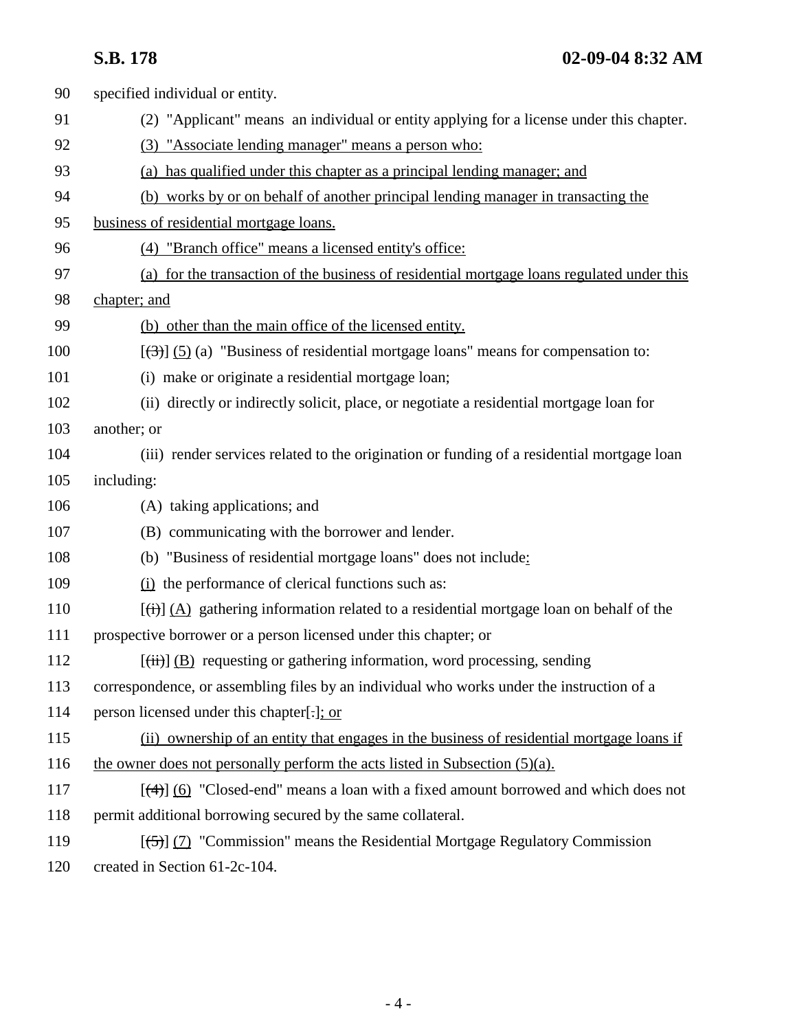90 specified individual or entity.

91 (2) "Applicant" means an individual or entity applying for a license under this chapter.

92 (3) "Associate lending manager" means a person who:

93 (a) has qualified under this chapter as a principal lending manager; and

94 (b) works by or on behalf of another principal lending manager in transacting the

95 business of residential mortgage loans.

96 (4) "Branch office" means a licensed entity's office:

97 (a) for the transaction of the business of residential mortgage loans regulated under this

98 chapter; and

99 (b) other than the main office of the licensed entity.

100 [(3)] (5) (a) "Business of residential mortgage loans" means for compensation to:

101 (i) make or originate a residential mortgage loan;

102 (ii) directly or indirectly solicit, place, or negotiate a residential mortgage loan for

103 another; or

104 (iii) render services related to the origination or funding of a residential mortgage loan

105 including:

106 (A) taking applications; and

107 (B) communicating with the borrower and lender.

108 (b) "Business of residential mortgage loans" does not include:

109 (i) the performance of clerical functions such as:

110 [(i)] (A) gathering information related to a residential mortgage loan on behalf of the

111 prospective borrower or a person licensed under this chapter; or

112 [(ii)] (B) requesting or gathering information, word processing, sending

113 correspondence, or assembling files by an individual who works under the instruction of a

114 person licensed under this chapter[.]; or

115 (ii) ownership of an entity that engages in the business of residential mortgage loans if

116 the owner does not personally perform the acts listed in Subsection (5)(a).

117 [(4)] (6) "Closed-end" means a loan with a fixed amount borrowed and which does not

118 permit additional borrowing secured by the same collateral.

119 [(5)] (7) "Commission" means the Residential Mortgage Regulatory Commission

120 created in Section 61-2c-104.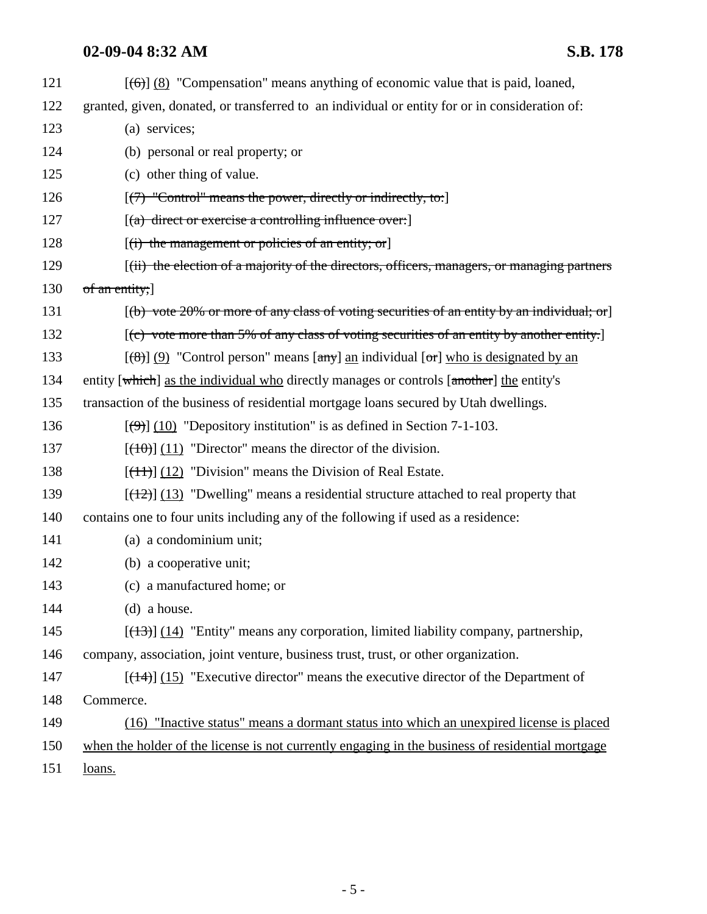121 [(6)] (8) "Compensation" means anything of economic value that is paid, loaned,
122 granted, given, donated, or transferred to an individual or entity for or in consideration of:
123 (a) services;
124 (b) personal or real property; or
125 (c) other thing of value.
126 [~~(7) "Control" means the power, directly or indirectly, to:~~]
127 [~~(a) direct or exercise a controlling influence over:~~]
128 [~~(i) the management or policies of an entity; or~~]
129 [~~(ii) the election of a majority of the directors, officers, managers, or managing partners~~
130 ~~of an entity;~~]
131 [~~(b) vote 20% or more of any class of voting securities of an entity by an individual; or~~]
132 [~~(c) vote more than 5% of any class of voting securities of an entity by another entity.~~]
133 [~~(8)~~] <u>(9)</u> "Control person" means [~~any~~] <u>an</u> individual [~~or~~] <u>who is designated by an</u>
134 entity [~~which~~] <u>as the individual who</u> directly manages or controls [~~another~~] <u>the</u> entity's
135 transaction of the business of residential mortgage loans secured by Utah dwellings.
136 [~~(9)~~] <u>(10)</u> "Depository institution" is as defined in Section 7-1-103.
137 [~~(10)~~] <u>(11)</u> "Director" means the director of the division.
138 [~~(11)~~] <u>(12)</u> "Division" means the Division of Real Estate.
139 [~~(12)~~] <u>(13)</u> "Dwelling" means a residential structure attached to real property that
140 contains one to four units including any of the following if used as a residence:
141 (a) a condominium unit;
142 (b) a cooperative unit;
143 (c) a manufactured home; or
144 (d) a house.
145 [~~(13)~~] <u>(14)</u> "Entity" means any corporation, limited liability company, partnership,
146 company, association, joint venture, business trust, trust, or other organization.
147 [~~(14)~~] <u>(15)</u> "Executive director" means the executive director of the Department of
148 Commerce.
149 <u>(16) "Inactive status" means a dormant status into which an unexpired license is placed</u>
150 <u>when the holder of the license is not currently engaging in the business of residential mortgage</u>
151 <u>loans.</u>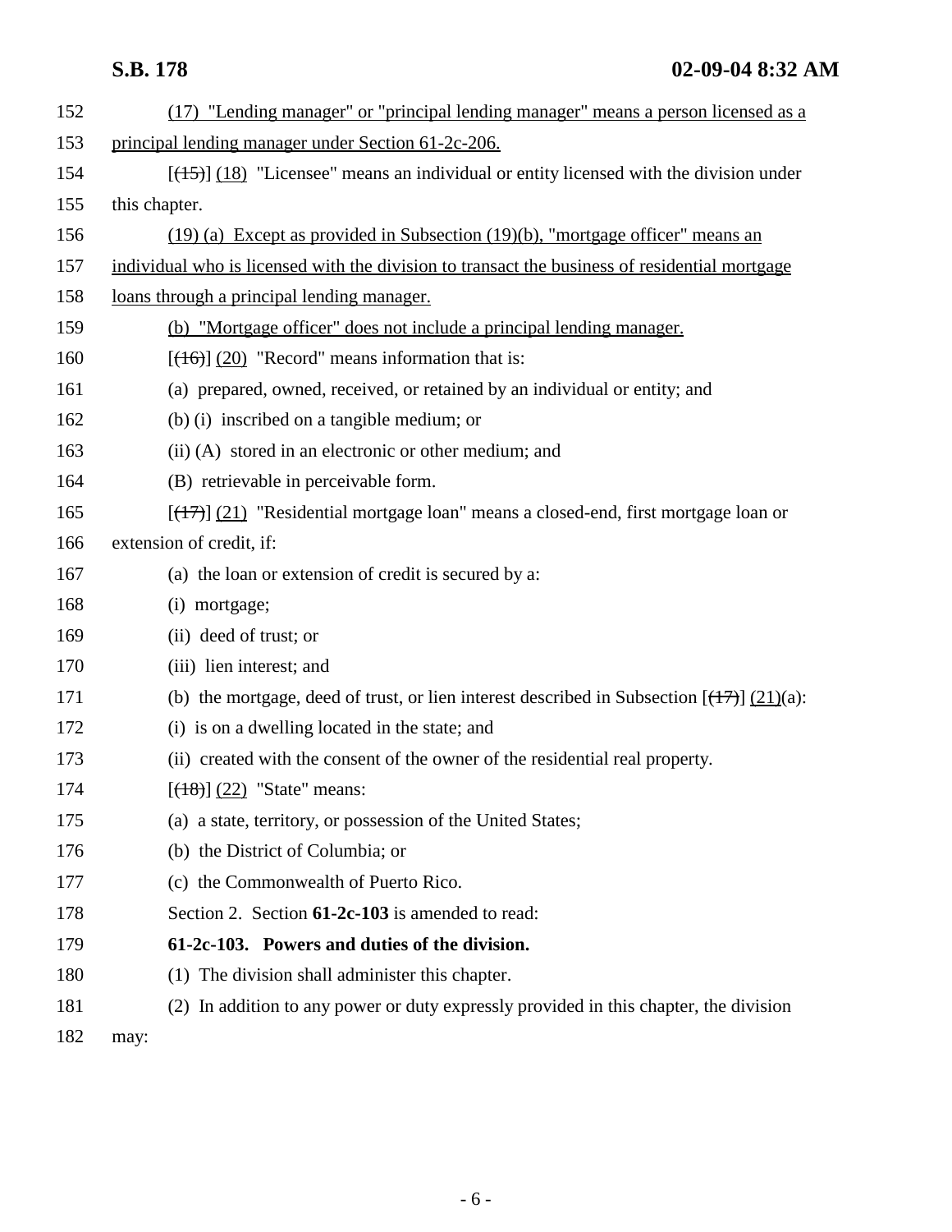(17) "Lending manager" or "principal lending manager" means a person licensed as a principal lending manager under Section 61-2c-206.

[(15)] (18) "Licensee" means an individual or entity licensed with the division under this chapter.

(19) (a) Except as provided in Subsection (19)(b), "mortgage officer" means an individual who is licensed with the division to transact the business of residential mortgage loans through a principal lending manager.

(b) "Mortgage officer" does not include a principal lending manager.

[(16)] (20) "Record" means information that is:

(a) prepared, owned, received, or retained by an individual or entity; and

(b) (i) inscribed on a tangible medium; or

(ii) (A) stored in an electronic or other medium; and

(B) retrievable in perceivable form.

[(17)] (21) "Residential mortgage loan" means a closed-end, first mortgage loan or extension of credit, if:

(a) the loan or extension of credit is secured by a:

(i) mortgage;

(ii) deed of trust; or

(iii) lien interest; and

(b) the mortgage, deed of trust, or lien interest described in Subsection [(17)] (21)(a):

(i) is on a dwelling located in the state; and

(ii) created with the consent of the owner of the residential real property.

[(18)] (22) "State" means:

(a) a state, territory, or possession of the United States;

(b) the District of Columbia; or

(c) the Commonwealth of Puerto Rico.

Section 2. Section **61-2c-103** is amended to read:

**61-2c-103. Powers and duties of the division.**

(1) The division shall administer this chapter.

(2) In addition to any power or duty expressly provided in this chapter, the division may: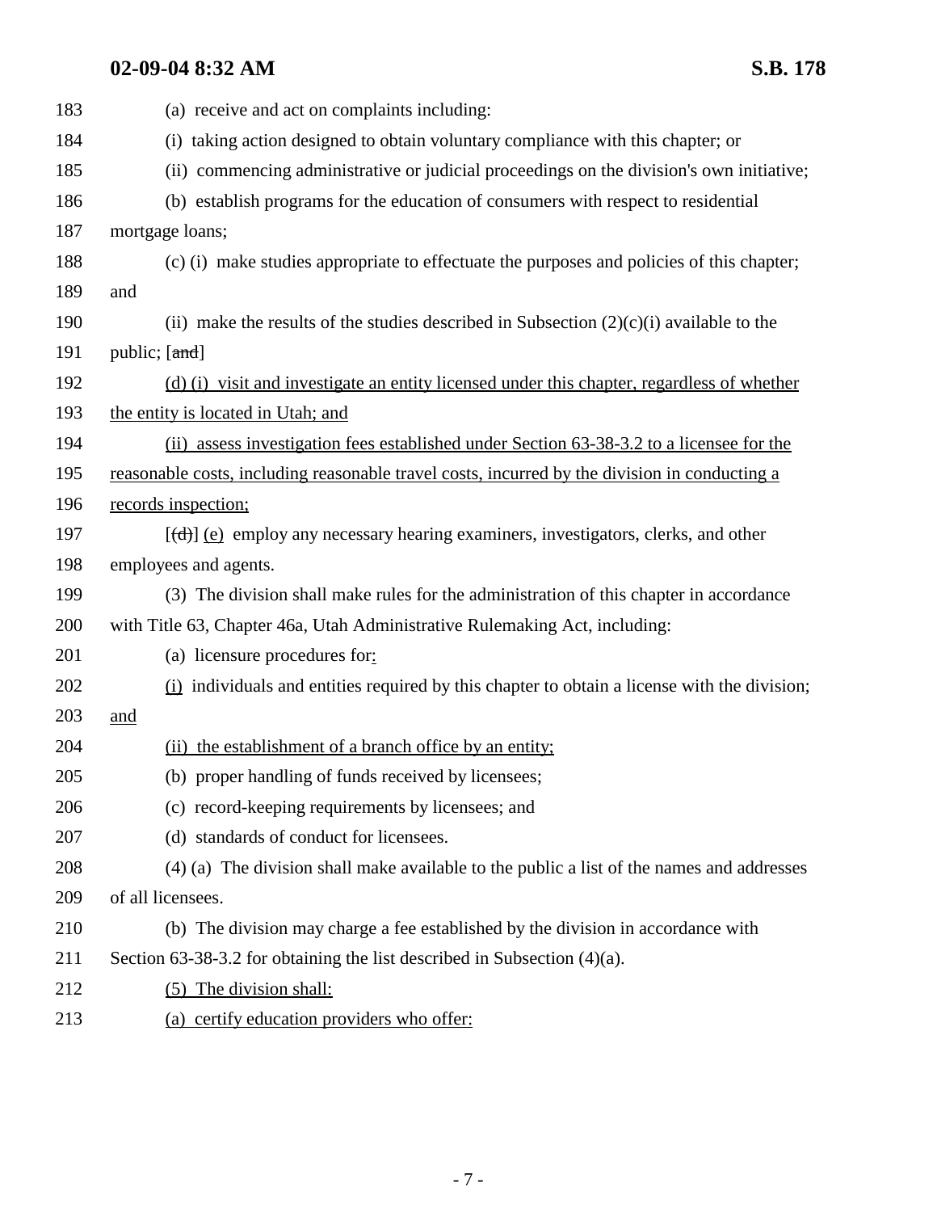(a) receive and act on complaints including:

(i) taking action designed to obtain voluntary compliance with this chapter; or

(ii) commencing administrative or judicial proceedings on the division's own initiative;

(b) establish programs for the education of consumers with respect to residential mortgage loans;

(c) (i) make studies appropriate to effectuate the purposes and policies of this chapter; and

(ii) make the results of the studies described in Subsection (2)(c)(i) available to the public; [~~and~~]

<u>(d) (i) visit and investigate an entity licensed under this chapter, regardless of whether the entity is located in Utah; and</u>

<u>(ii) assess investigation fees established under Section 63-38-3.2 to a licensee for the reasonable costs, including reasonable travel costs, incurred by the division in conducting a records inspection;</u>

[~~(d)~~] <u>(e)</u> employ any necessary hearing examiners, investigators, clerks, and other employees and agents.

(3) The division shall make rules for the administration of this chapter in accordance with Title 63, Chapter 46a, Utah Administrative Rulemaking Act, including:

(a) licensure procedures for<u>:</u>

<u>(i)</u> individuals and entities required by this chapter to obtain a license with the division; <u>and</u>

<u>(ii) the establishment of a branch office by an entity;</u>

(b) proper handling of funds received by licensees;

(c) record-keeping requirements by licensees; and

(d) standards of conduct for licensees.

(4) (a) The division shall make available to the public a list of the names and addresses of all licensees.

(b) The division may charge a fee established by the division in accordance with Section 63-38-3.2 for obtaining the list described in Subsection (4)(a).

<u>(5) The division shall:</u>

<u>(a) certify education providers who offer:</u>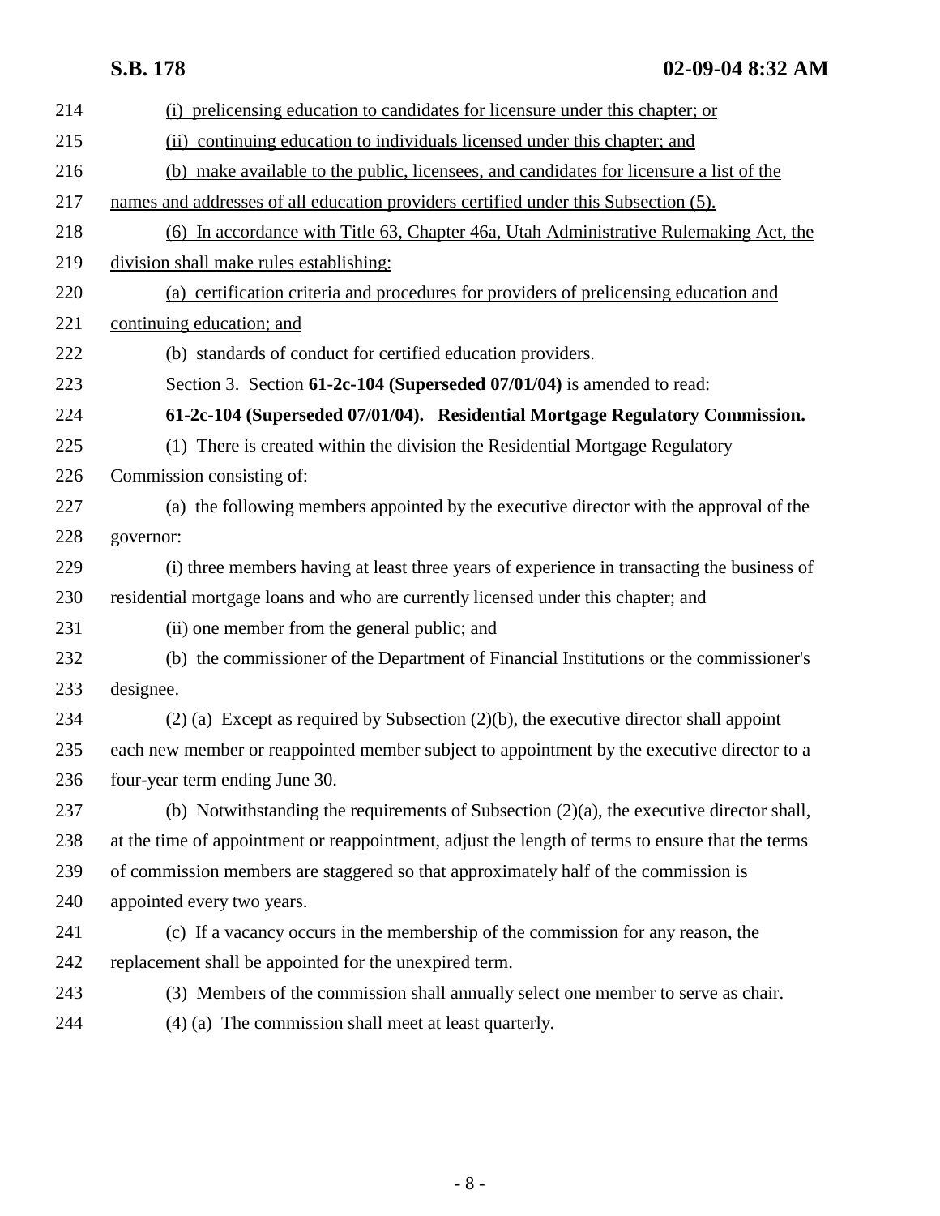(i) prelicensing education to candidates for licensure under this chapter; or

(ii) continuing education to individuals licensed under this chapter; and

(b) make available to the public, licensees, and candidates for licensure a list of the names and addresses of all education providers certified under this Subsection (5).

(6) In accordance with Title 63, Chapter 46a, Utah Administrative Rulemaking Act, the division shall make rules establishing:

(a) certification criteria and procedures for providers of prelicensing education and continuing education; and

(b) standards of conduct for certified education providers.

Section 3. Section **61-2c-104 (Superseded 07/01/04)** is amended to read:

**61-2c-104 (Superseded 07/01/04). Residential Mortgage Regulatory Commission.**

(1) There is created within the division the Residential Mortgage Regulatory Commission consisting of:

(a) the following members appointed by the executive director with the approval of the governor:

(i) three members having at least three years of experience in transacting the business of residential mortgage loans and who are currently licensed under this chapter; and

(ii) one member from the general public; and

(b) the commissioner of the Department of Financial Institutions or the commissioner's designee.

(2) (a) Except as required by Subsection (2)(b), the executive director shall appoint each new member or reappointed member subject to appointment by the executive director to a four-year term ending June 30.

(b) Notwithstanding the requirements of Subsection (2)(a), the executive director shall, at the time of appointment or reappointment, adjust the length of terms to ensure that the terms of commission members are staggered so that approximately half of the commission is appointed every two years.

(c) If a vacancy occurs in the membership of the commission for any reason, the replacement shall be appointed for the unexpired term.

(3) Members of the commission shall annually select one member to serve as chair.

(4) (a) The commission shall meet at least quarterly.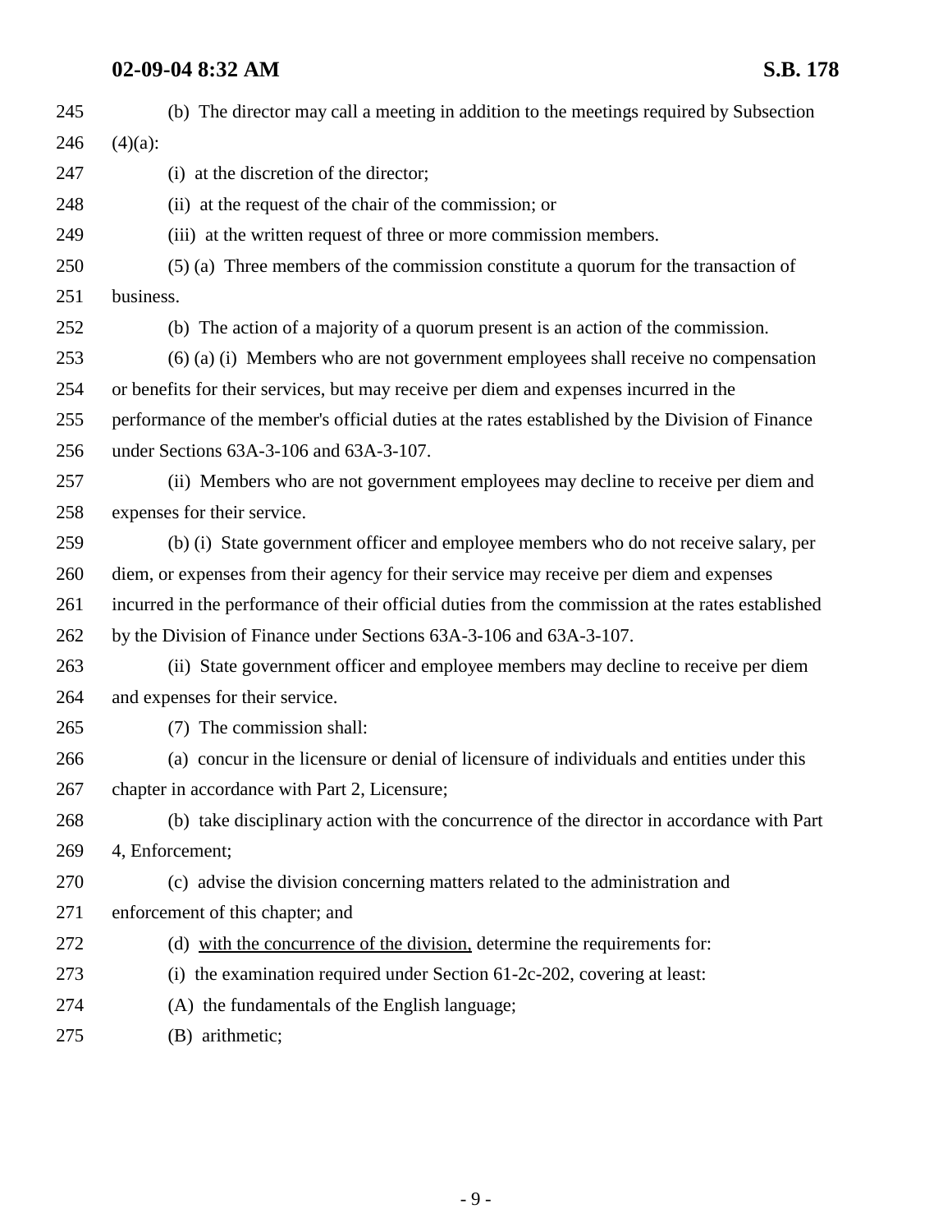(b) The director may call a meeting in addition to the meetings required by Subsection (4)(a):

(i) at the discretion of the director;

(ii) at the request of the chair of the commission; or

(iii) at the written request of three or more commission members.

(5) (a) Three members of the commission constitute a quorum for the transaction of business.

(b) The action of a majority of a quorum present is an action of the commission.

(6) (a) (i) Members who are not government employees shall receive no compensation or benefits for their services, but may receive per diem and expenses incurred in the performance of the member's official duties at the rates established by the Division of Finance under Sections 63A-3-106 and 63A-3-107.

(ii) Members who are not government employees may decline to receive per diem and expenses for their service.

(b) (i) State government officer and employee members who do not receive salary, per diem, or expenses from their agency for their service may receive per diem and expenses incurred in the performance of their official duties from the commission at the rates established by the Division of Finance under Sections 63A-3-106 and 63A-3-107.

(ii) State government officer and employee members may decline to receive per diem and expenses for their service.

(7) The commission shall:

(a) concur in the licensure or denial of licensure of individuals and entities under this chapter in accordance with Part 2, Licensure;

(b) take disciplinary action with the concurrence of the director in accordance with Part 4, Enforcement;

(c) advise the division concerning matters related to the administration and enforcement of this chapter; and

(d) <u>with the concurrence of the division,</u> determine the requirements for:

(i) the examination required under Section 61-2c-202, covering at least:

(A) the fundamentals of the English language;

(B) arithmetic;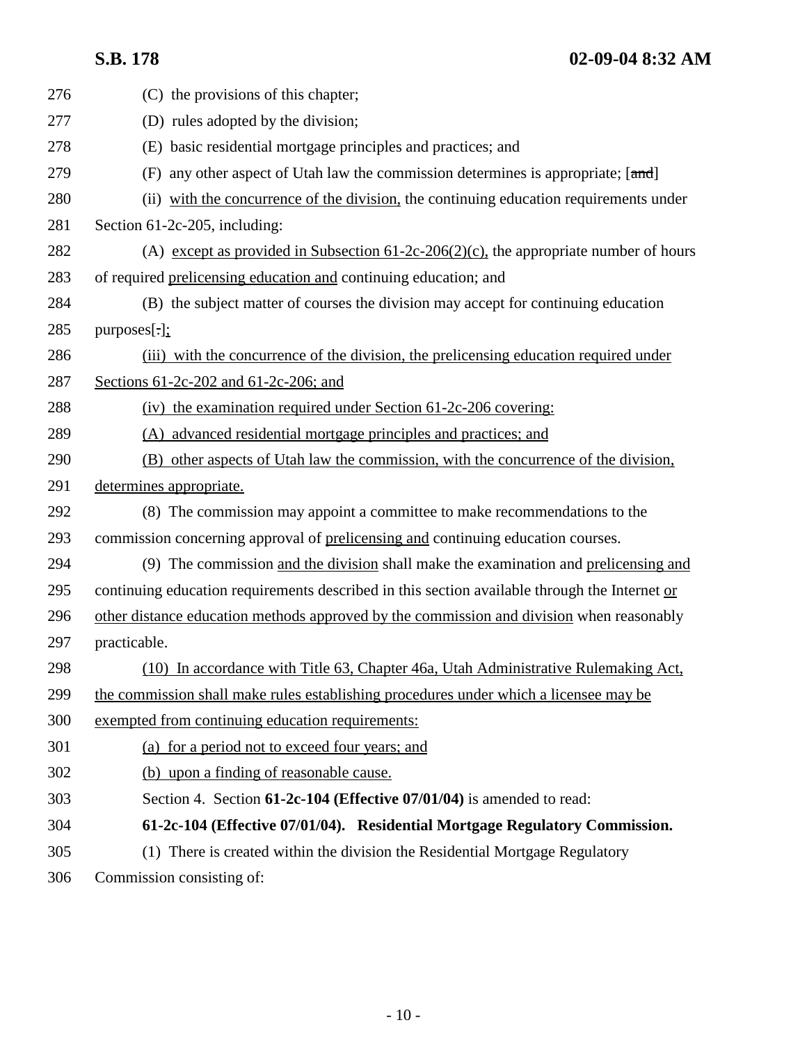(C) the provisions of this chapter;

(D) rules adopted by the division;

(E) basic residential mortgage principles and practices; and

(F) any other aspect of Utah law the commission determines is appropriate; [~~and~~]

(ii) with the concurrence of the division, the continuing education requirements under Section 61-2c-205, including:

(A) except as provided in Subsection 61-2c-206(2)(c), the appropriate number of hours of required prelicensing education and continuing education; and

(B) the subject matter of courses the division may accept for continuing education purposes[~~.~~];

(iii) with the concurrence of the division, the prelicensing education required under Sections 61-2c-202 and 61-2c-206; and

(iv) the examination required under Section 61-2c-206 covering:

(A) advanced residential mortgage principles and practices; and

(B) other aspects of Utah law the commission, with the concurrence of the division, determines appropriate.

(8) The commission may appoint a committee to make recommendations to the commission concerning approval of prelicensing and continuing education courses.

(9) The commission and the division shall make the examination and prelicensing and continuing education requirements described in this section available through the Internet or other distance education methods approved by the commission and division when reasonably practicable.

(10) In accordance with Title 63, Chapter 46a, Utah Administrative Rulemaking Act, the commission shall make rules establishing procedures under which a licensee may be exempted from continuing education requirements:

(a) for a period not to exceed four years; and

(b) upon a finding of reasonable cause.

Section 4. Section **61-2c-104 (Effective 07/01/04)** is amended to read:

**61-2c-104 (Effective 07/01/04). Residential Mortgage Regulatory Commission.**

(1) There is created within the division the Residential Mortgage Regulatory Commission consisting of: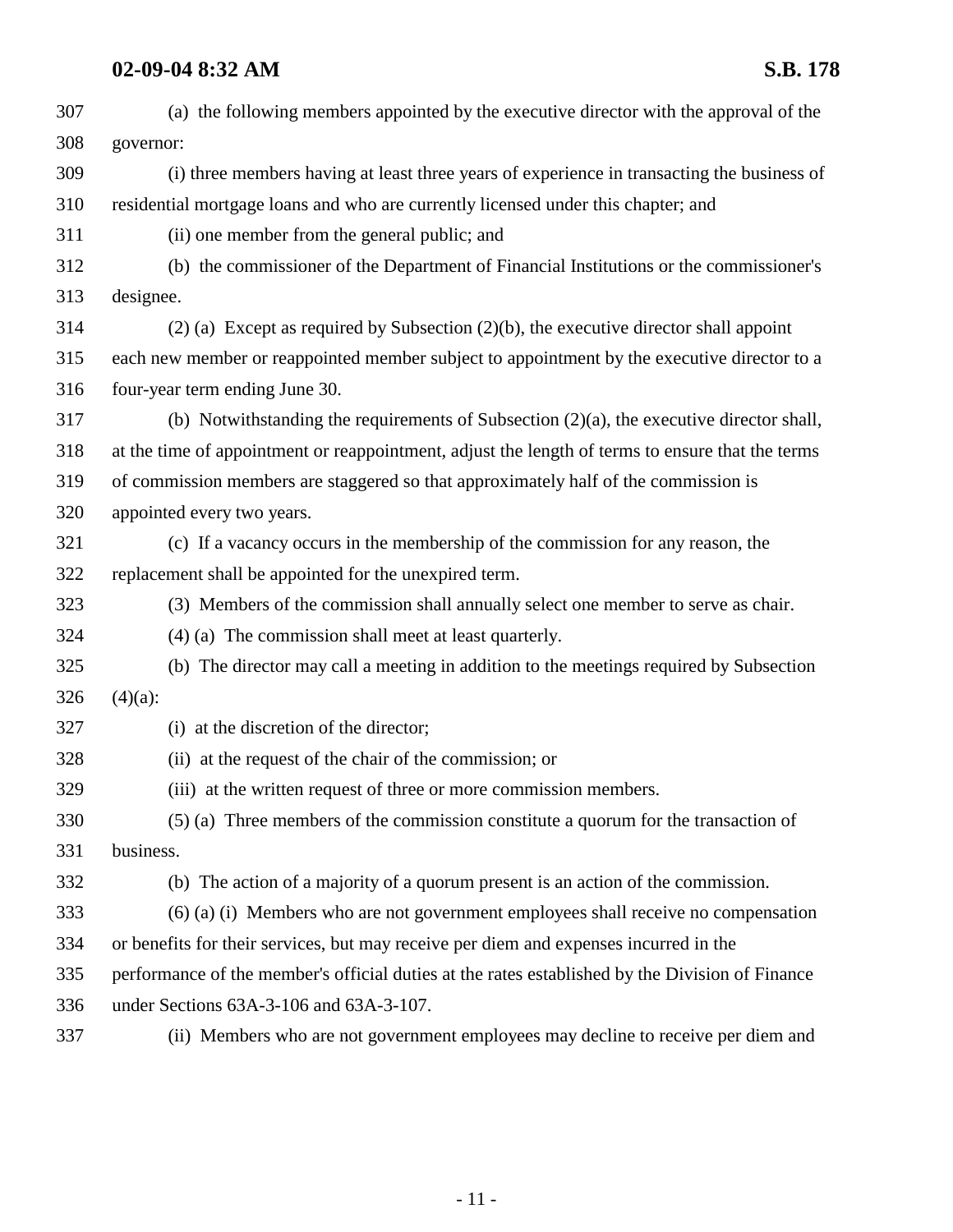(a) the following members appointed by the executive director with the approval of the governor:

(i) three members having at least three years of experience in transacting the business of residential mortgage loans and who are currently licensed under this chapter; and

(ii) one member from the general public; and

(b) the commissioner of the Department of Financial Institutions or the commissioner's designee.

(2) (a) Except as required by Subsection (2)(b), the executive director shall appoint each new member or reappointed member subject to appointment by the executive director to a four-year term ending June 30.

(b) Notwithstanding the requirements of Subsection (2)(a), the executive director shall, at the time of appointment or reappointment, adjust the length of terms to ensure that the terms of commission members are staggered so that approximately half of the commission is appointed every two years.

(c) If a vacancy occurs in the membership of the commission for any reason, the replacement shall be appointed for the unexpired term.

(3) Members of the commission shall annually select one member to serve as chair.

(4) (a) The commission shall meet at least quarterly.

(b) The director may call a meeting in addition to the meetings required by Subsection (4)(a):

(i) at the discretion of the director;

(ii) at the request of the chair of the commission; or

(iii) at the written request of three or more commission members.

(5) (a) Three members of the commission constitute a quorum for the transaction of business.

(b) The action of a majority of a quorum present is an action of the commission.

(6) (a) (i) Members who are not government employees shall receive no compensation or benefits for their services, but may receive per diem and expenses incurred in the performance of the member's official duties at the rates established by the Division of Finance under Sections 63A-3-106 and 63A-3-107.

(ii) Members who are not government employees may decline to receive per diem and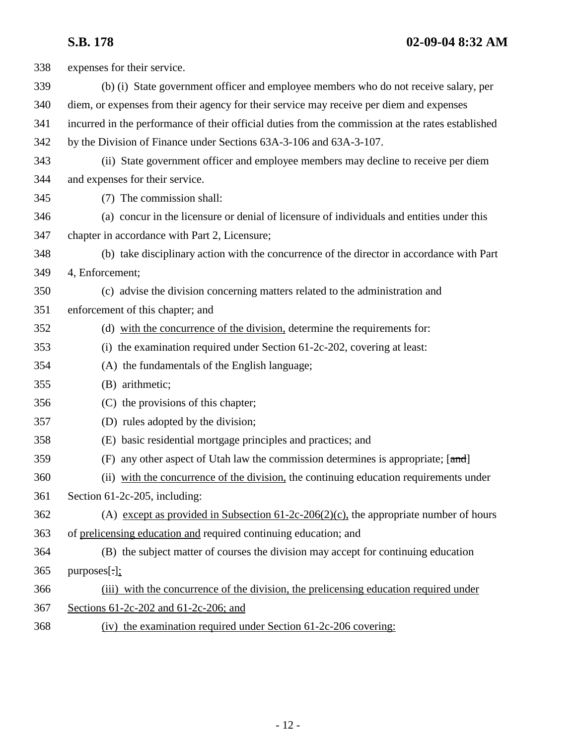expenses for their service.

(b) (i) State government officer and employee members who do not receive salary, per diem, or expenses from their agency for their service may receive per diem and expenses incurred in the performance of their official duties from the commission at the rates established by the Division of Finance under Sections 63A-3-106 and 63A-3-107.

(ii) State government officer and employee members may decline to receive per diem and expenses for their service.

(7) The commission shall:

(a) concur in the licensure or denial of licensure of individuals and entities under this chapter in accordance with Part 2, Licensure;

(b) take disciplinary action with the concurrence of the director in accordance with Part 4, Enforcement;

(c) advise the division concerning matters related to the administration and enforcement of this chapter; and

(d) with the concurrence of the division, determine the requirements for:

(i) the examination required under Section 61-2c-202, covering at least:

(A) the fundamentals of the English language;

(B) arithmetic;

(C) the provisions of this chapter;

(D) rules adopted by the division;

(E) basic residential mortgage principles and practices; and

(F) any other aspect of Utah law the commission determines is appropriate; [~~and~~]

(ii) with the concurrence of the division, the continuing education requirements under Section 61-2c-205, including:

(A) except as provided in Subsection 61-2c-206(2)(c), the appropriate number of hours of prelicensing education and required continuing education; and

(B) the subject matter of courses the division may accept for continuing education purposes[~~.~~];

(iii) with the concurrence of the division, the prelicensing education required under Sections 61-2c-202 and 61-2c-206; and

(iv) the examination required under Section 61-2c-206 covering: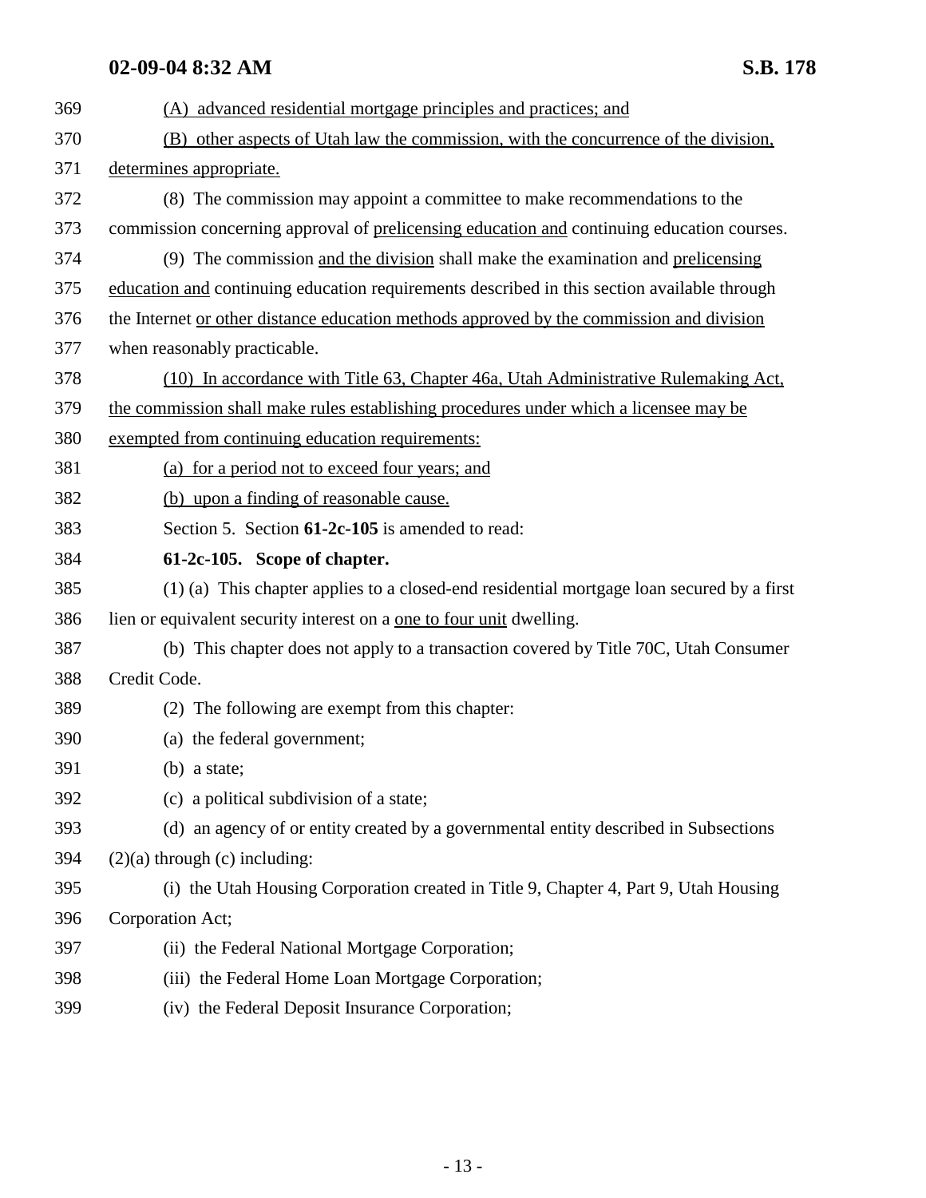(A) advanced residential mortgage principles and practices; and

(B) other aspects of Utah law the commission, with the concurrence of the division, determines appropriate.

(8) The commission may appoint a committee to make recommendations to the commission concerning approval of prelicensing education and continuing education courses.

(9) The commission and the division shall make the examination and prelicensing education and continuing education requirements described in this section available through the Internet or other distance education methods approved by the commission and division when reasonably practicable.

(10) In accordance with Title 63, Chapter 46a, Utah Administrative Rulemaking Act, the commission shall make rules establishing procedures under which a licensee may be exempted from continuing education requirements:

(a) for a period not to exceed four years; and

(b) upon a finding of reasonable cause.

Section 5. Section **61-2c-105** is amended to read:

**61-2c-105. Scope of chapter.**

(1) (a) This chapter applies to a closed-end residential mortgage loan secured by a first lien or equivalent security interest on a one to four unit dwelling.

(b) This chapter does not apply to a transaction covered by Title 70C, Utah Consumer Credit Code.

(2) The following are exempt from this chapter:

(a) the federal government;

(b) a state;

(c) a political subdivision of a state;

(d) an agency of or entity created by a governmental entity described in Subsections (2)(a) through (c) including:

(i) the Utah Housing Corporation created in Title 9, Chapter 4, Part 9, Utah Housing Corporation Act;

(ii) the Federal National Mortgage Corporation;

(iii) the Federal Home Loan Mortgage Corporation;

(iv) the Federal Deposit Insurance Corporation;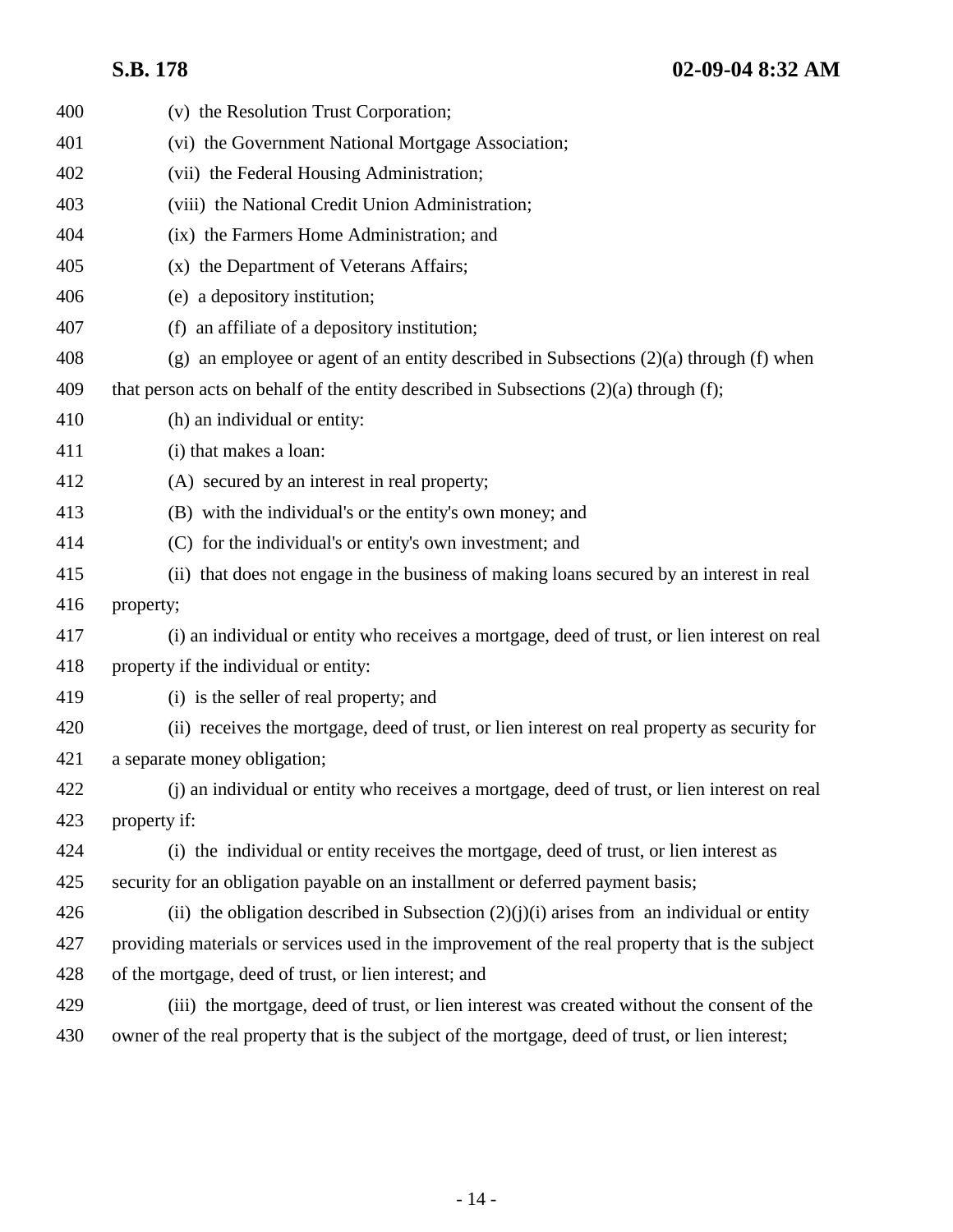(v) the Resolution Trust Corporation;

(vi) the Government National Mortgage Association;

(vii) the Federal Housing Administration;

(viii) the National Credit Union Administration;

(ix) the Farmers Home Administration; and

(x) the Department of Veterans Affairs;

(e) a depository institution;

(f) an affiliate of a depository institution;

(g) an employee or agent of an entity described in Subsections (2)(a) through (f) when that person acts on behalf of the entity described in Subsections (2)(a) through (f);

(h) an individual or entity:

(i) that makes a loan:

(A) secured by an interest in real property;

(B) with the individual's or the entity's own money; and

(C) for the individual's or entity's own investment; and

(ii) that does not engage in the business of making loans secured by an interest in real property;

(i) an individual or entity who receives a mortgage, deed of trust, or lien interest on real property if the individual or entity:

(i) is the seller of real property; and

(ii) receives the mortgage, deed of trust, or lien interest on real property as security for a separate money obligation;

(j) an individual or entity who receives a mortgage, deed of trust, or lien interest on real property if:

(i) the individual or entity receives the mortgage, deed of trust, or lien interest as security for an obligation payable on an installment or deferred payment basis;

(ii) the obligation described in Subsection (2)(j)(i) arises from an individual or entity providing materials or services used in the improvement of the real property that is the subject of the mortgage, deed of trust, or lien interest; and

(iii) the mortgage, deed of trust, or lien interest was created without the consent of the owner of the real property that is the subject of the mortgage, deed of trust, or lien interest;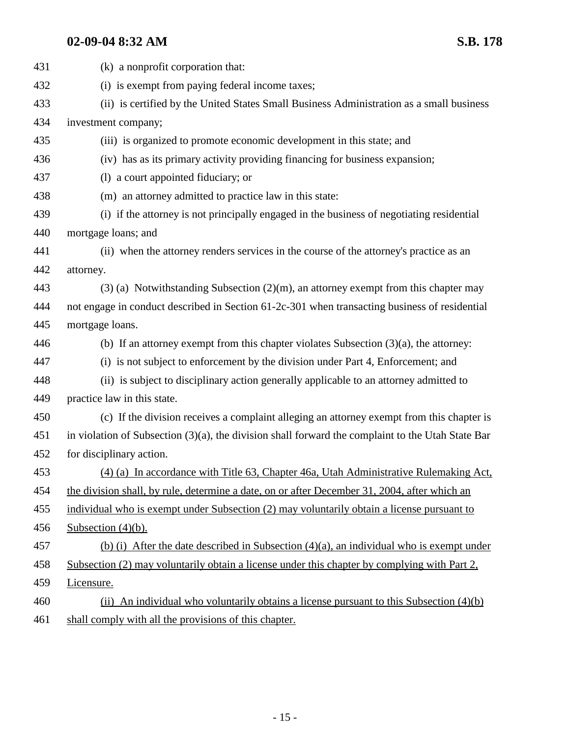(k) a nonprofit corporation that:

(i) is exempt from paying federal income taxes;

(ii) is certified by the United States Small Business Administration as a small business investment company;

(iii) is organized to promote economic development in this state; and

(iv) has as its primary activity providing financing for business expansion;

(l) a court appointed fiduciary; or

(m) an attorney admitted to practice law in this state:

(i) if the attorney is not principally engaged in the business of negotiating residential mortgage loans; and

(ii) when the attorney renders services in the course of the attorney's practice as an attorney.

(3) (a) Notwithstanding Subsection (2)(m), an attorney exempt from this chapter may not engage in conduct described in Section 61-2c-301 when transacting business of residential mortgage loans.

(b) If an attorney exempt from this chapter violates Subsection (3)(a), the attorney:

(i) is not subject to enforcement by the division under Part 4, Enforcement; and

(ii) is subject to disciplinary action generally applicable to an attorney admitted to practice law in this state.

(c) If the division receives a complaint alleging an attorney exempt from this chapter is in violation of Subsection (3)(a), the division shall forward the complaint to the Utah State Bar for disciplinary action.

<u>(4) (a) In accordance with Title 63, Chapter 46a, Utah Administrative Rulemaking Act, the division shall, by rule, determine a date, on or after December 31, 2004, after which an individual who is exempt under Subsection (2) may voluntarily obtain a license pursuant to Subsection (4)(b).</u>

<u>(b) (i) After the date described in Subsection (4)(a), an individual who is exempt under Subsection (2) may voluntarily obtain a license under this chapter by complying with Part 2, Licensure.</u>

<u>(ii) An individual who voluntarily obtains a license pursuant to this Subsection (4)(b) shall comply with all the provisions of this chapter.</u>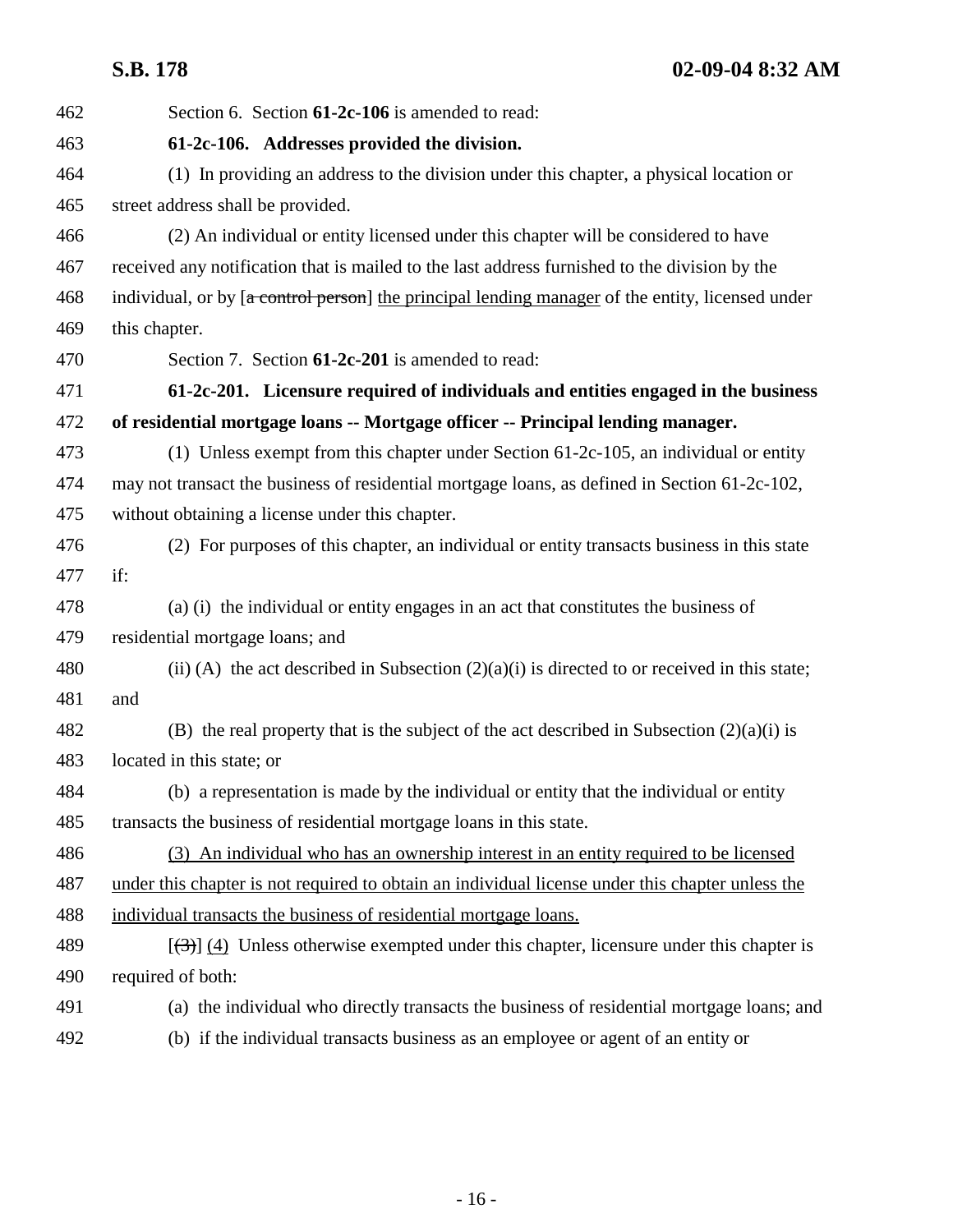Section 6. Section **61-2c-106** is amended to read:

**61-2c-106. Addresses provided the division.**

(1) In providing an address to the division under this chapter, a physical location or street address shall be provided.

(2) An individual or entity licensed under this chapter will be considered to have received any notification that is mailed to the last address furnished to the division by the individual, or by [~~a control person~~] the principal lending manager of the entity, licensed under this chapter.

Section 7. Section **61-2c-201** is amended to read:

**61-2c-201. Licensure required of individuals and entities engaged in the business of residential mortgage loans -- Mortgage officer -- Principal lending manager.**

(1) Unless exempt from this chapter under Section 61-2c-105, an individual or entity may not transact the business of residential mortgage loans, as defined in Section 61-2c-102, without obtaining a license under this chapter.

(2) For purposes of this chapter, an individual or entity transacts business in this state if:

(a) (i) the individual or entity engages in an act that constitutes the business of residential mortgage loans; and

(ii) (A) the act described in Subsection (2)(a)(i) is directed to or received in this state; and

(B) the real property that is the subject of the act described in Subsection (2)(a)(i) is located in this state; or

(b) a representation is made by the individual or entity that the individual or entity transacts the business of residential mortgage loans in this state.

(3) An individual who has an ownership interest in an entity required to be licensed under this chapter is not required to obtain an individual license under this chapter unless the individual transacts the business of residential mortgage loans.

[~~(3)~~] (4) Unless otherwise exempted under this chapter, licensure under this chapter is required of both:

(a) the individual who directly transacts the business of residential mortgage loans; and

(b) if the individual transacts business as an employee or agent of an entity or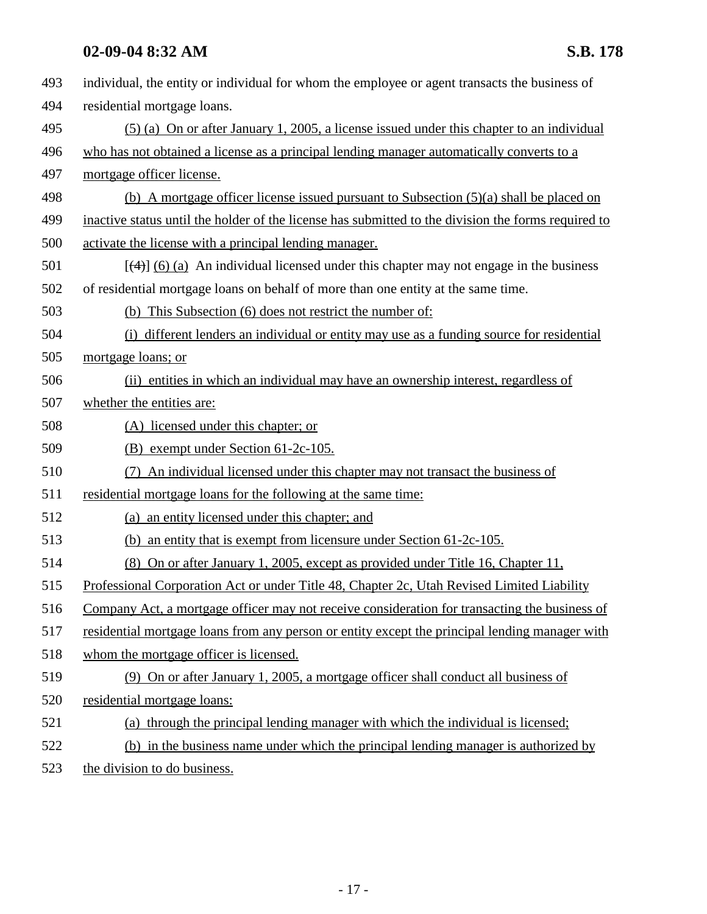individual, the entity or individual for whom the employee or agent transacts the business of residential mortgage loans.

(5) (a) On or after January 1, 2005, a license issued under this chapter to an individual who has not obtained a license as a principal lending manager automatically converts to a mortgage officer license.

(b) A mortgage officer license issued pursuant to Subsection (5)(a) shall be placed on inactive status until the holder of the license has submitted to the division the forms required to activate the license with a principal lending manager.

[(4)] (6) (a) An individual licensed under this chapter may not engage in the business of residential mortgage loans on behalf of more than one entity at the same time.

(b) This Subsection (6) does not restrict the number of:

(i) different lenders an individual or entity may use as a funding source for residential mortgage loans; or

(ii) entities in which an individual may have an ownership interest, regardless of whether the entities are:

(A) licensed under this chapter; or

(B) exempt under Section 61-2c-105.

(7) An individual licensed under this chapter may not transact the business of residential mortgage loans for the following at the same time:

(a) an entity licensed under this chapter; and

(b) an entity that is exempt from licensure under Section 61-2c-105.

(8) On or after January 1, 2005, except as provided under Title 16, Chapter 11, Professional Corporation Act or under Title 48, Chapter 2c, Utah Revised Limited Liability Company Act, a mortgage officer may not receive consideration for transacting the business of residential mortgage loans from any person or entity except the principal lending manager with whom the mortgage officer is licensed.

(9) On or after January 1, 2005, a mortgage officer shall conduct all business of residential mortgage loans:

(a) through the principal lending manager with which the individual is licensed;

(b) in the business name under which the principal lending manager is authorized by the division to do business.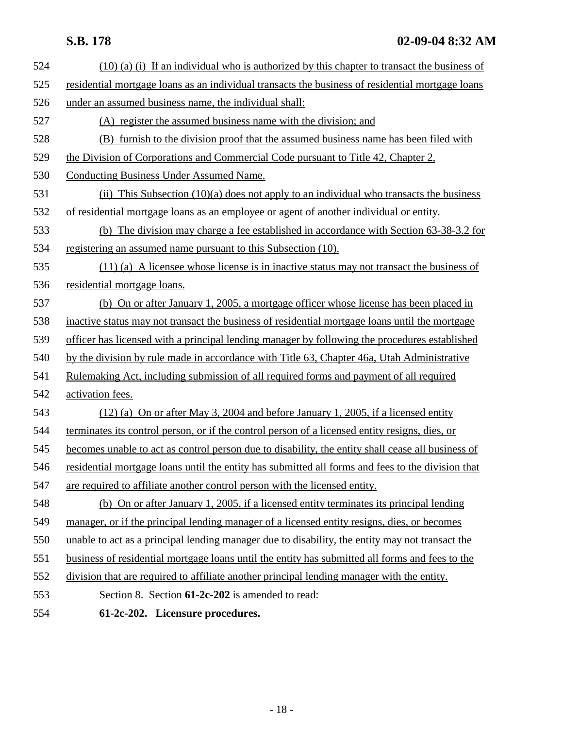(10) (a) (i) If an individual who is authorized by this chapter to transact the business of residential mortgage loans as an individual transacts the business of residential mortgage loans under an assumed business name, the individual shall:

(A) register the assumed business name with the division; and

(B) furnish to the division proof that the assumed business name has been filed with the Division of Corporations and Commercial Code pursuant to Title 42, Chapter 2, Conducting Business Under Assumed Name.

(ii) This Subsection (10)(a) does not apply to an individual who transacts the business of residential mortgage loans as an employee or agent of another individual or entity.

(b) The division may charge a fee established in accordance with Section 63-38-3.2 for registering an assumed name pursuant to this Subsection (10).

(11) (a) A licensee whose license is in inactive status may not transact the business of residential mortgage loans.

(b) On or after January 1, 2005, a mortgage officer whose license has been placed in inactive status may not transact the business of residential mortgage loans until the mortgage officer has licensed with a principal lending manager by following the procedures established by the division by rule made in accordance with Title 63, Chapter 46a, Utah Administrative Rulemaking Act, including submission of all required forms and payment of all required activation fees.

(12) (a) On or after May 3, 2004 and before January 1, 2005, if a licensed entity terminates its control person, or if the control person of a licensed entity resigns, dies, or becomes unable to act as control person due to disability, the entity shall cease all business of residential mortgage loans until the entity has submitted all forms and fees to the division that are required to affiliate another control person with the licensed entity.

(b) On or after January 1, 2005, if a licensed entity terminates its principal lending manager, or if the principal lending manager of a licensed entity resigns, dies, or becomes unable to act as a principal lending manager due to disability, the entity may not transact the business of residential mortgage loans until the entity has submitted all forms and fees to the division that are required to affiliate another principal lending manager with the entity.

Section 8. Section **61-2c-202** is amended to read:

**61-2c-202. Licensure procedures.**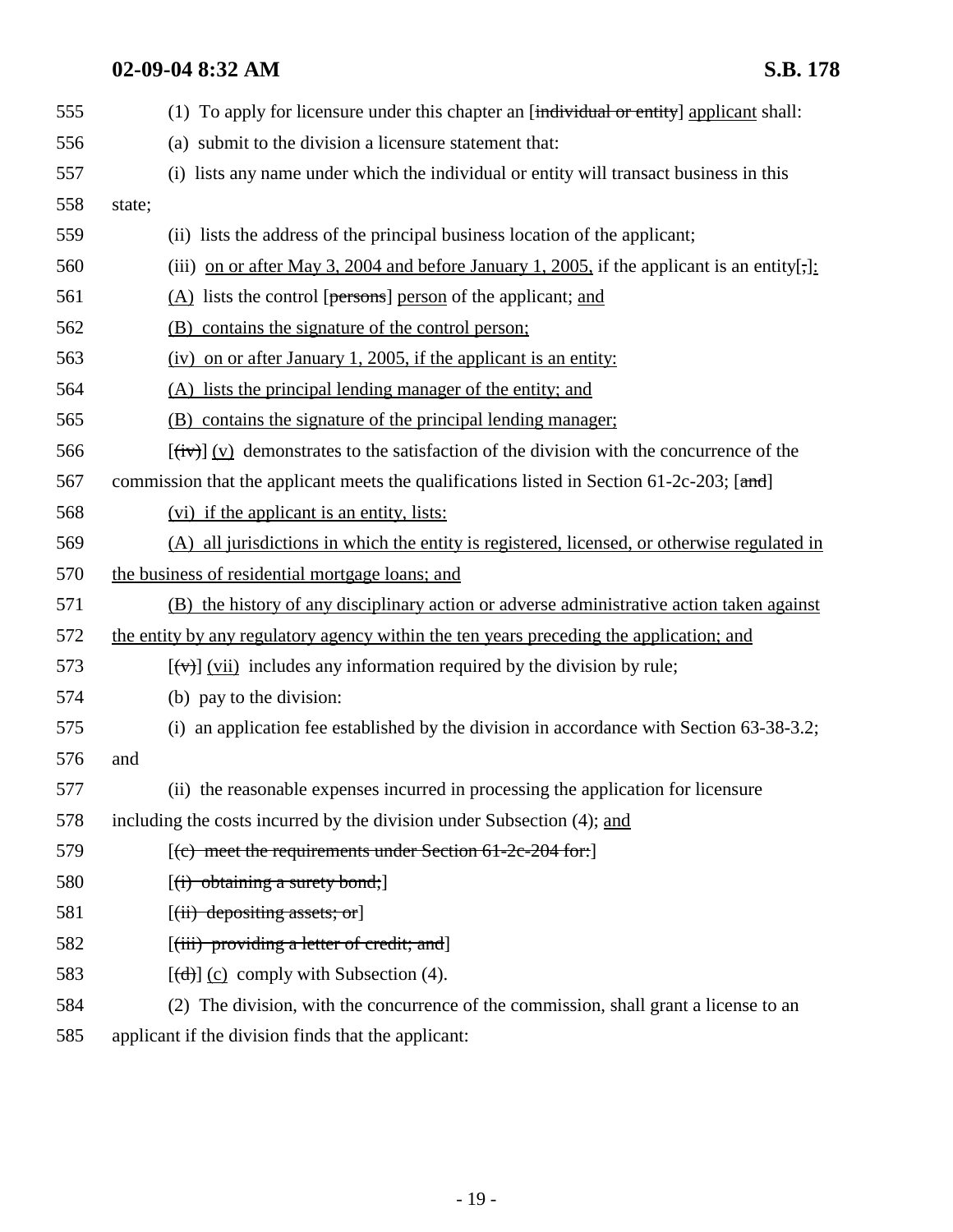555 (1) To apply for licensure under this chapter an [~~individual or entity~~] <u>applicant</u> shall:

556 (a) submit to the division a licensure statement that:

557 (i) lists any name under which the individual or entity will transact business in this

558 state;

559 (ii) lists the address of the principal business location of the applicant;

560 (iii) <u>on or after May 3, 2004 and before January 1, 2005,</u> if the applicant is an entity[~~;~~]<u>:</u>

561 <u>(A)</u> lists the control [~~persons~~] <u>person</u> of the applicant; <u>and</u>

562 <u>(B) contains the signature of the control person;</u>

563 <u>(iv) on or after January 1, 2005, if the applicant is an entity:</u>

564 <u>(A) lists the principal lending manager of the entity; and</u>

565 <u>(B) contains the signature of the principal lending manager;</u>

566 [~~(iv)~~] <u>(v)</u> demonstrates to the satisfaction of the division with the concurrence of the

567 commission that the applicant meets the qualifications listed in Section 61-2c-203; [~~and~~]

568 <u>(vi) if the applicant is an entity, lists:</u>

569 <u>(A) all jurisdictions in which the entity is registered, licensed, or otherwise regulated in</u>

570 <u>the business of residential mortgage loans; and</u>

571 <u>(B) the history of any disciplinary action or adverse administrative action taken against</u>

572 <u>the entity by any regulatory agency within the ten years preceding the application; and</u>

573 [~~(v)~~] <u>(vii)</u> includes any information required by the division by rule;

574 (b) pay to the division:

575 (i) an application fee established by the division in accordance with Section 63-38-3.2;

576 and

577 (ii) the reasonable expenses incurred in processing the application for licensure

578 including the costs incurred by the division under Subsection (4); <u>and</u>

579 [~~(c) meet the requirements under Section 61-2c-204 for:~~]

580 [~~(i) obtaining a surety bond;~~]

581 [~~(ii) depositing assets; or~~]

582 [~~(iii) providing a letter of credit; and~~]

583 [~~(d)~~] <u>(c)</u> comply with Subsection (4).

584 (2) The division, with the concurrence of the commission, shall grant a license to an

585 applicant if the division finds that the applicant: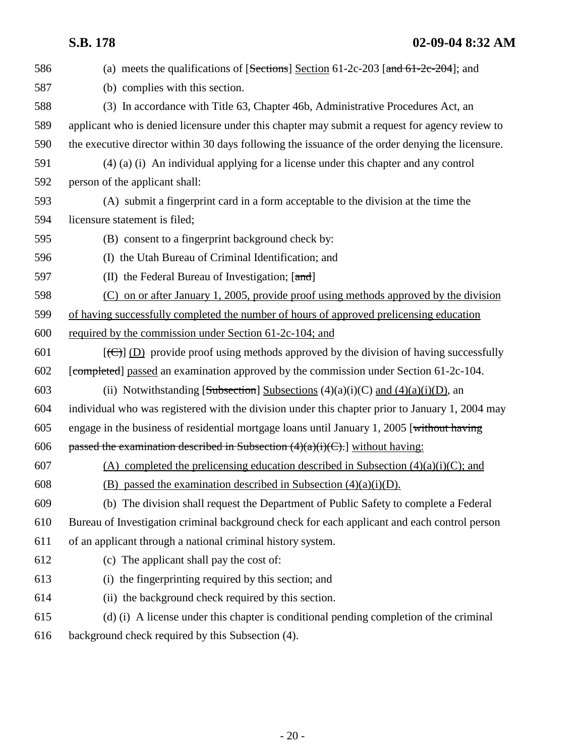(a) meets the qualifications of [~~Sections~~] <u>Section</u> 61-2c-203 [~~and 61-2c-204~~]; and

(b) complies with this section.

(3) In accordance with Title 63, Chapter 46b, Administrative Procedures Act, an applicant who is denied licensure under this chapter may submit a request for agency review to the executive director within 30 days following the issuance of the order denying the licensure.

(4) (a) (i) An individual applying for a license under this chapter and any control person of the applicant shall:

(A) submit a fingerprint card in a form acceptable to the division at the time the licensure statement is filed;

(B) consent to a fingerprint background check by:

(I) the Utah Bureau of Criminal Identification; and

(II) the Federal Bureau of Investigation; [~~and~~]

<u>(C) on or after January 1, 2005, provide proof using methods approved by the division of having successfully completed the number of hours of approved prelicensing education required by the commission under Section 61-2c-104; and</u>

[~~(C)~~] <u>(D)</u> provide proof using methods approved by the division of having successfully [~~completed~~] <u>passed</u> an examination approved by the commission under Section 61-2c-104.

(ii) Notwithstanding [~~Subsection~~] <u>Subsections</u> (4)(a)(i)(C) <u>and (4)(a)(i)(D)</u>, an individual who was registered with the division under this chapter prior to January 1, 2004 may engage in the business of residential mortgage loans until January 1, 2005 [~~without having passed the examination described in Subsection (4)(a)(i)(C).~~] <u>without having:</u>

<u>(A) completed the prelicensing education described in Subsection (4)(a)(i)(C); and</u>

<u>(B) passed the examination described in Subsection (4)(a)(i)(D).</u>

(b) The division shall request the Department of Public Safety to complete a Federal Bureau of Investigation criminal background check for each applicant and each control person of an applicant through a national criminal history system.

(c) The applicant shall pay the cost of:

(i) the fingerprinting required by this section; and

(ii) the background check required by this section.

(d) (i) A license under this chapter is conditional pending completion of the criminal background check required by this Subsection (4).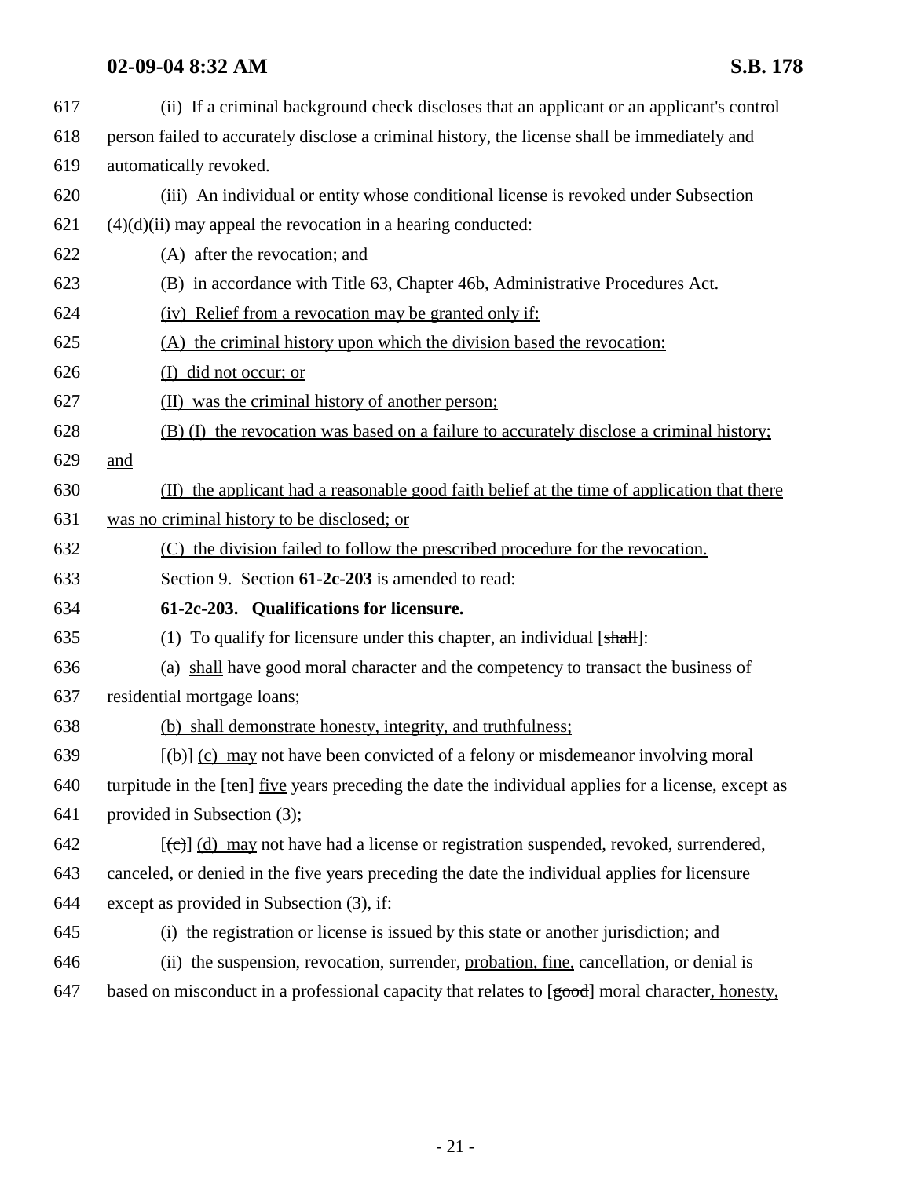(ii) If a criminal background check discloses that an applicant or an applicant's control person failed to accurately disclose a criminal history, the license shall be immediately and automatically revoked.

(iii) An individual or entity whose conditional license is revoked under Subsection (4)(d)(ii) may appeal the revocation in a hearing conducted:

(A) after the revocation; and

(B) in accordance with Title 63, Chapter 46b, Administrative Procedures Act.

<u>(iv) Relief from a revocation may be granted only if:</u>

<u>(A) the criminal history upon which the division based the revocation:</u>

<u>(I) did not occur; or</u>

<u>(II) was the criminal history of another person;</u>

<u>(B) (I) the revocation was based on a failure to accurately disclose a criminal history; and</u>

<u>(II) the applicant had a reasonable good faith belief at the time of application that there was no criminal history to be disclosed; or</u>

<u>(C) the division failed to follow the prescribed procedure for the revocation.</u>

Section 9. Section **61-2c-203** is amended to read:

**61-2c-203. Qualifications for licensure.**

(1) To qualify for licensure under this chapter, an individual [~~shall~~]:

(a) <u>shall</u> have good moral character and the competency to transact the business of residential mortgage loans;

<u>(b) shall demonstrate honesty, integrity, and truthfulness;</u>

[~~(b)~~] <u>(c) may</u> not have been convicted of a felony or misdemeanor involving moral turpitude in the [~~ten~~] <u>five</u> years preceding the date the individual applies for a license, except as provided in Subsection (3);

[~~(c)~~] <u>(d) may</u> not have had a license or registration suspended, revoked, surrendered, canceled, or denied in the five years preceding the date the individual applies for licensure except as provided in Subsection (3), if:

(i) the registration or license is issued by this state or another jurisdiction; and

(ii) the suspension, revocation, surrender, <u>probation, fine,</u> cancellation, or denial is based on misconduct in a professional capacity that relates to [~~good~~] moral character<u>, honesty,</u>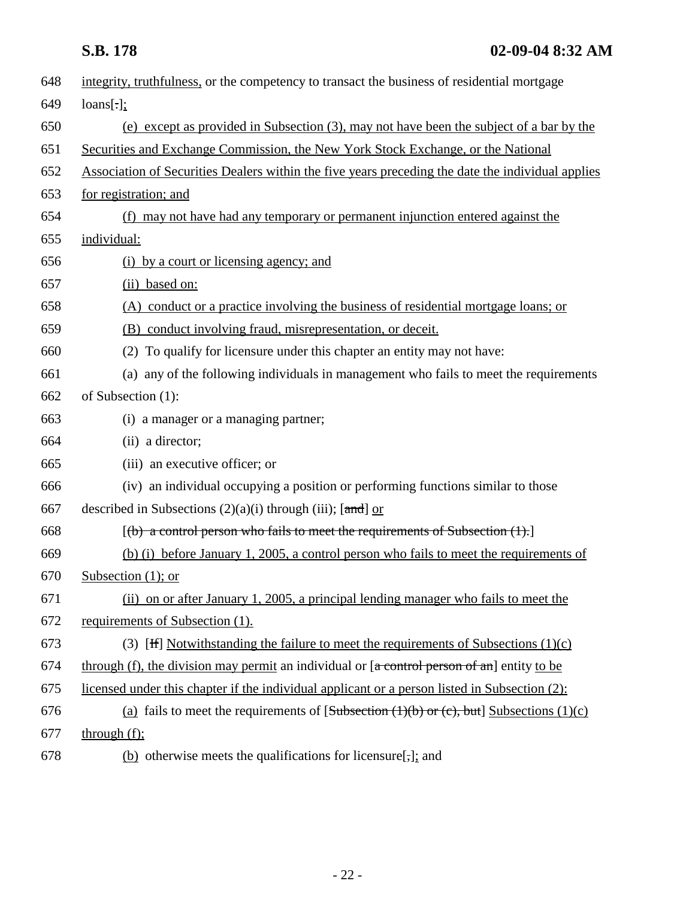648 integrity, truthfulness, or the competency to transact the business of residential mortgage

649 loans[.];

650 (e) except as provided in Subsection (3), may not have been the subject of a bar by the

651 Securities and Exchange Commission, the New York Stock Exchange, or the National

652 Association of Securities Dealers within the five years preceding the date the individual applies

653 for registration; and

654 (f) may not have had any temporary or permanent injunction entered against the

655 individual:

656 (i) by a court or licensing agency; and

657 (ii) based on:

658 (A) conduct or a practice involving the business of residential mortgage loans; or

659 (B) conduct involving fraud, misrepresentation, or deceit.

660 (2) To qualify for licensure under this chapter an entity may not have:

661 (a) any of the following individuals in management who fails to meet the requirements

662 of Subsection (1):

663 (i) a manager or a managing partner;

664 (ii) a director;

665 (iii) an executive officer; or

666 (iv) an individual occupying a position or performing functions similar to those

667 described in Subsections (2)(a)(i) through (iii); [~~and~~] or

668 [~~(b) a control person who fails to meet the requirements of Subsection (1).~~]

669 (b) (i) before January 1, 2005, a control person who fails to meet the requirements of

670 Subsection (1); or

671 (ii) on or after January 1, 2005, a principal lending manager who fails to meet the

672 requirements of Subsection (1).

673 (3) [~~If~~] Notwithstanding the failure to meet the requirements of Subsections (1)(c)

674 through (f), the division may permit an individual or [~~a control person of an~~] entity to be

675 licensed under this chapter if the individual applicant or a person listed in Subsection (2):

676 (a) fails to meet the requirements of [~~Subsection (1)(b) or (c), but~~] Subsections (1)(c)

677 through (f);

678 (b) otherwise meets the qualifications for licensure[~~,~~]; and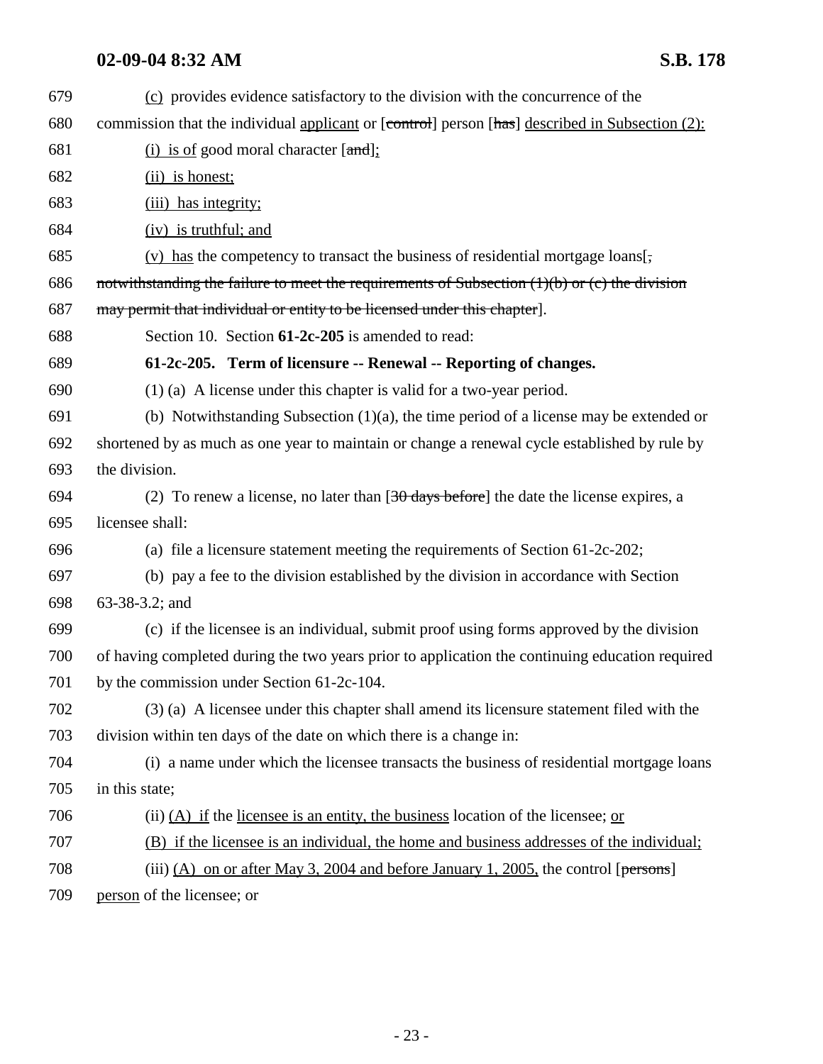679 (c) provides evidence satisfactory to the division with the concurrence of the

680 commission that the individual applicant or [control] person [has] described in Subsection (2):

681 (i) is of good moral character [and];

682 (ii) is honest;

683 (iii) has integrity;

684 (iv) is truthful; and

685 (v) has the competency to transact the business of residential mortgage loans[,

686 notwithstanding the failure to meet the requirements of Subsection (1)(b) or (c) the division

687 may permit that individual or entity to be licensed under this chapter].

688 Section 10. Section **61-2c-205** is amended to read:

689 **61-2c-205. Term of licensure -- Renewal -- Reporting of changes.**

690 (1) (a) A license under this chapter is valid for a two-year period.

691 (b) Notwithstanding Subsection (1)(a), the time period of a license may be extended or

692 shortened by as much as one year to maintain or change a renewal cycle established by rule by

693 the division.

694 (2) To renew a license, no later than [30 days before] the date the license expires, a

695 licensee shall:

696 (a) file a licensure statement meeting the requirements of Section 61-2c-202;

697 (b) pay a fee to the division established by the division in accordance with Section

698 63-38-3.2; and

699 (c) if the licensee is an individual, submit proof using forms approved by the division

700 of having completed during the two years prior to application the continuing education required

701 by the commission under Section 61-2c-104.

702 (3) (a) A licensee under this chapter shall amend its licensure statement filed with the

703 division within ten days of the date on which there is a change in:

704 (i) a name under which the licensee transacts the business of residential mortgage loans

705 in this state;

706 (ii) (A) if the licensee is an entity, the business location of the licensee; or

707 (B) if the licensee is an individual, the home and business addresses of the individual;

708 (iii) (A) on or after May 3, 2004 and before January 1, 2005, the control [persons]

709 person of the licensee; or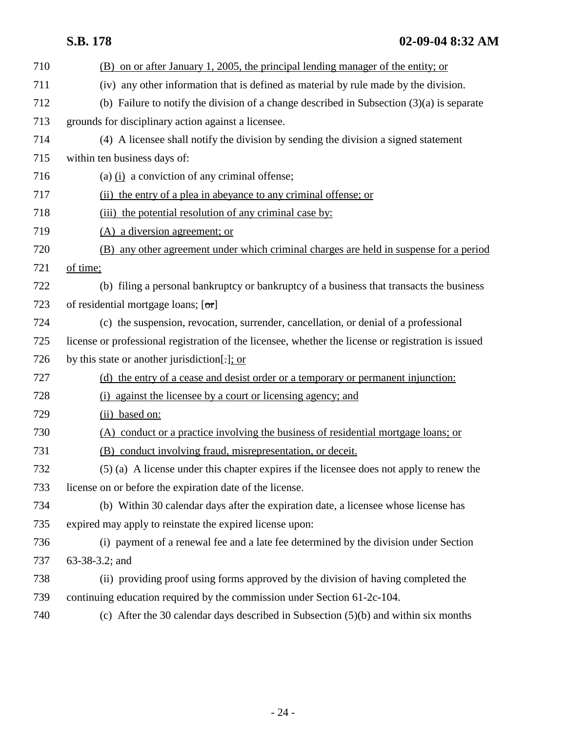710 (B) on or after January 1, 2005, the principal lending manager of the entity; or

711 (iv) any other information that is defined as material by rule made by the division.

712 (b) Failure to notify the division of a change described in Subsection (3)(a) is separate

713 grounds for disciplinary action against a licensee.

714 (4) A licensee shall notify the division by sending the division a signed statement

715 within ten business days of:

716 (a) (i) a conviction of any criminal offense;

717 (ii) the entry of a plea in abeyance to any criminal offense; or

718 (iii) the potential resolution of any criminal case by:

719 (A) a diversion agreement; or

720 (B) any other agreement under which criminal charges are held in suspense for a period

721 of time;

722 (b) filing a personal bankruptcy or bankruptcy of a business that transacts the business

723 of residential mortgage loans; [~~or~~]

724 (c) the suspension, revocation, surrender, cancellation, or denial of a professional

725 license or professional registration of the licensee, whether the license or registration is issued

726 by this state or another jurisdiction[~~.~~]; or

727 (d) the entry of a cease and desist order or a temporary or permanent injunction:

728 (i) against the licensee by a court or licensing agency; and

729 (ii) based on:

730 (A) conduct or a practice involving the business of residential mortgage loans; or

731 (B) conduct involving fraud, misrepresentation, or deceit.

732 (5) (a) A license under this chapter expires if the licensee does not apply to renew the

733 license on or before the expiration date of the license.

734 (b) Within 30 calendar days after the expiration date, a licensee whose license has

735 expired may apply to reinstate the expired license upon:

736 (i) payment of a renewal fee and a late fee determined by the division under Section

737 63-38-3.2; and

738 (ii) providing proof using forms approved by the division of having completed the

739 continuing education required by the commission under Section 61-2c-104.

740 (c) After the 30 calendar days described in Subsection (5)(b) and within six months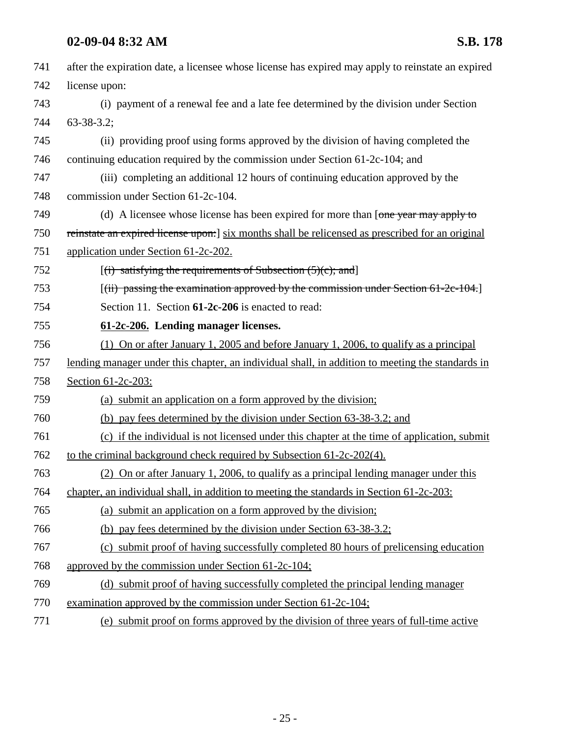after the expiration date, a licensee whose license has expired may apply to reinstate an expired license upon:

(i) payment of a renewal fee and a late fee determined by the division under Section 63-38-3.2;

(ii) providing proof using forms approved by the division of having completed the continuing education required by the commission under Section 61-2c-104; and

(iii) completing an additional 12 hours of continuing education approved by the commission under Section 61-2c-104.

(d) A licensee whose license has been expired for more than [~~one year may apply to reinstate an expired license upon:~~] six months shall be relicensed as prescribed for an original application under Section 61-2c-202.

[~~(i) satisfying the requirements of Subsection (5)(c); and~~]

[~~(ii) passing the examination approved by the commission under Section 61-2c-104.~~]

Section 11. Section **61-2c-206** is enacted to read:

**61-2c-206. Lending manager licenses.**

(1) On or after January 1, 2005 and before January 1, 2006, to qualify as a principal lending manager under this chapter, an individual shall, in addition to meeting the standards in Section 61-2c-203:

(a) submit an application on a form approved by the division;

(b) pay fees determined by the division under Section 63-38-3.2; and

(c) if the individual is not licensed under this chapter at the time of application, submit to the criminal background check required by Subsection 61-2c-202(4).

(2) On or after January 1, 2006, to qualify as a principal lending manager under this chapter, an individual shall, in addition to meeting the standards in Section 61-2c-203:

(a) submit an application on a form approved by the division;

(b) pay fees determined by the division under Section 63-38-3.2;

(c) submit proof of having successfully completed 80 hours of prelicensing education approved by the commission under Section 61-2c-104;

(d) submit proof of having successfully completed the principal lending manager examination approved by the commission under Section 61-2c-104;

(e) submit proof on forms approved by the division of three years of full-time active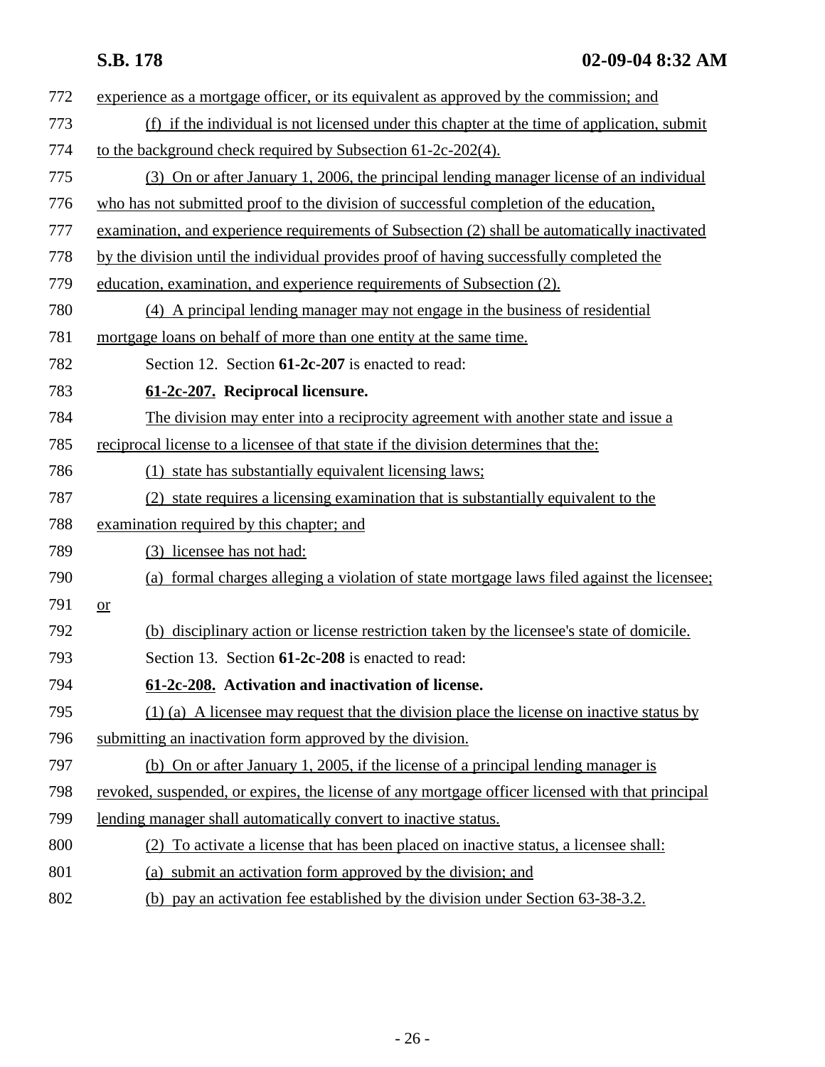experience as a mortgage officer, or its equivalent as approved by the commission; and

(f) if the individual is not licensed under this chapter at the time of application, submit to the background check required by Subsection 61-2c-202(4).

(3) On or after January 1, 2006, the principal lending manager license of an individual who has not submitted proof to the division of successful completion of the education, examination, and experience requirements of Subsection (2) shall be automatically inactivated by the division until the individual provides proof of having successfully completed the education, examination, and experience requirements of Subsection (2).

(4) A principal lending manager may not engage in the business of residential mortgage loans on behalf of more than one entity at the same time.

Section 12. Section **61-2c-207** is enacted to read:

**61-2c-207. Reciprocal licensure.**

The division may enter into a reciprocity agreement with another state and issue a reciprocal license to a licensee of that state if the division determines that the:

(1) state has substantially equivalent licensing laws;

(2) state requires a licensing examination that is substantially equivalent to the examination required by this chapter; and

(3) licensee has not had:

(a) formal charges alleging a violation of state mortgage laws filed against the licensee; or

(b) disciplinary action or license restriction taken by the licensee's state of domicile.

Section 13. Section **61-2c-208** is enacted to read:

**61-2c-208. Activation and inactivation of license.**

(1) (a) A licensee may request that the division place the license on inactive status by submitting an inactivation form approved by the division.

(b) On or after January 1, 2005, if the license of a principal lending manager is revoked, suspended, or expires, the license of any mortgage officer licensed with that principal lending manager shall automatically convert to inactive status.

(2) To activate a license that has been placed on inactive status, a licensee shall:

(a) submit an activation form approved by the division; and

(b) pay an activation fee established by the division under Section 63-38-3.2.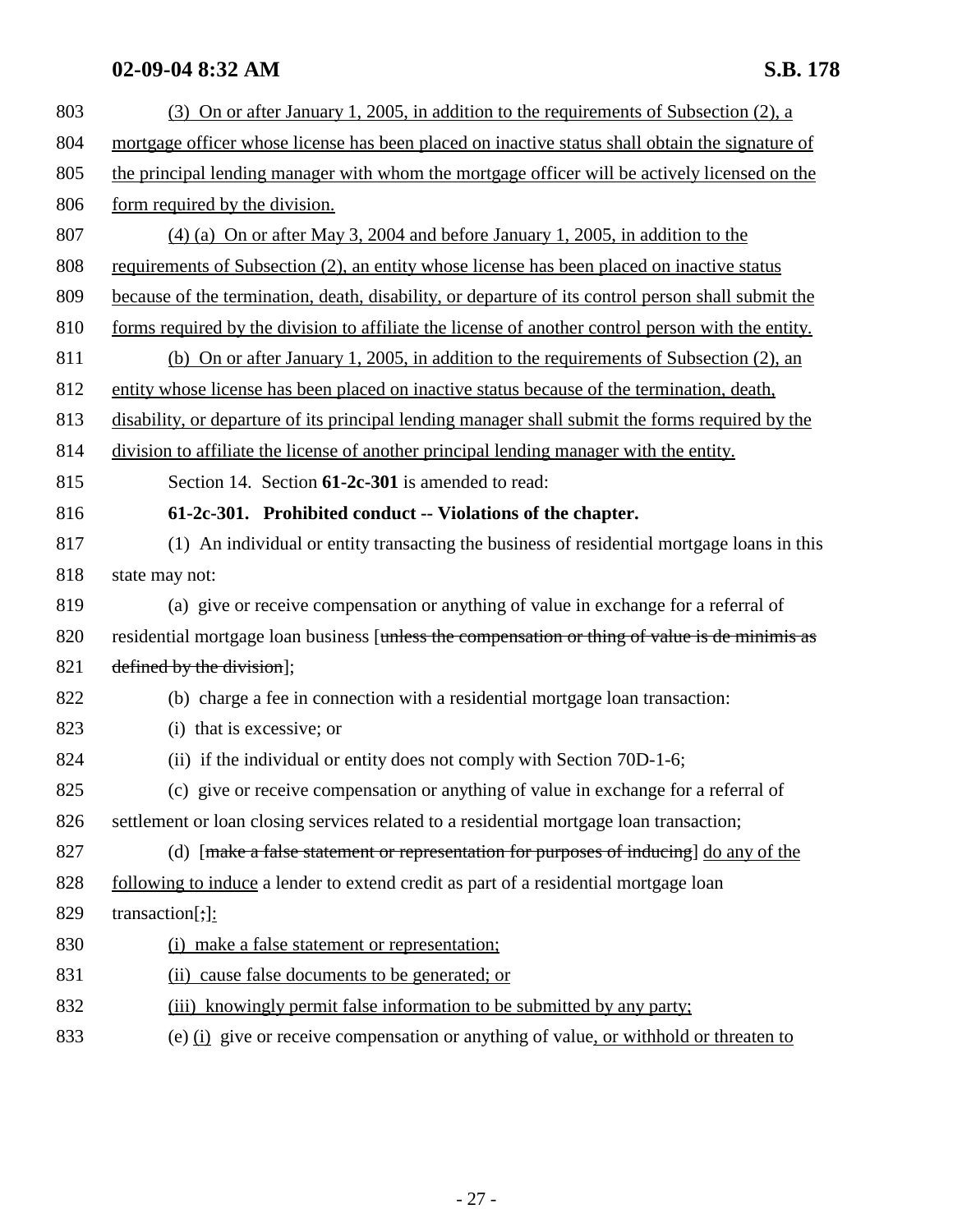(3) On or after January 1, 2005, in addition to the requirements of Subsection (2), a mortgage officer whose license has been placed on inactive status shall obtain the signature of the principal lending manager with whom the mortgage officer will be actively licensed on the form required by the division.

(4) (a) On or after May 3, 2004 and before January 1, 2005, in addition to the requirements of Subsection (2), an entity whose license has been placed on inactive status because of the termination, death, disability, or departure of its control person shall submit the forms required by the division to affiliate the license of another control person with the entity.

(b) On or after January 1, 2005, in addition to the requirements of Subsection (2), an entity whose license has been placed on inactive status because of the termination, death, disability, or departure of its principal lending manager shall submit the forms required by the division to affiliate the license of another principal lending manager with the entity.

Section 14. Section **61-2c-301** is amended to read:

**61-2c-301. Prohibited conduct -- Violations of the chapter.**

(1) An individual or entity transacting the business of residential mortgage loans in this state may not:

(a) give or receive compensation or anything of value in exchange for a referral of residential mortgage loan business [~~unless the compensation or thing of value is de minimis as defined by the division~~];

(b) charge a fee in connection with a residential mortgage loan transaction:

(i) that is excessive; or

(ii) if the individual or entity does not comply with Section 70D-1-6;

(c) give or receive compensation or anything of value in exchange for a referral of settlement or loan closing services related to a residential mortgage loan transaction;

(d) [~~make a false statement or representation for purposes of inducing~~] do any of the following to induce a lender to extend credit as part of a residential mortgage loan transaction[~~;~~]:

(i) make a false statement or representation;

(ii) cause false documents to be generated; or

(iii) knowingly permit false information to be submitted by any party;

(e) (i) give or receive compensation or anything of value, or withhold or threaten to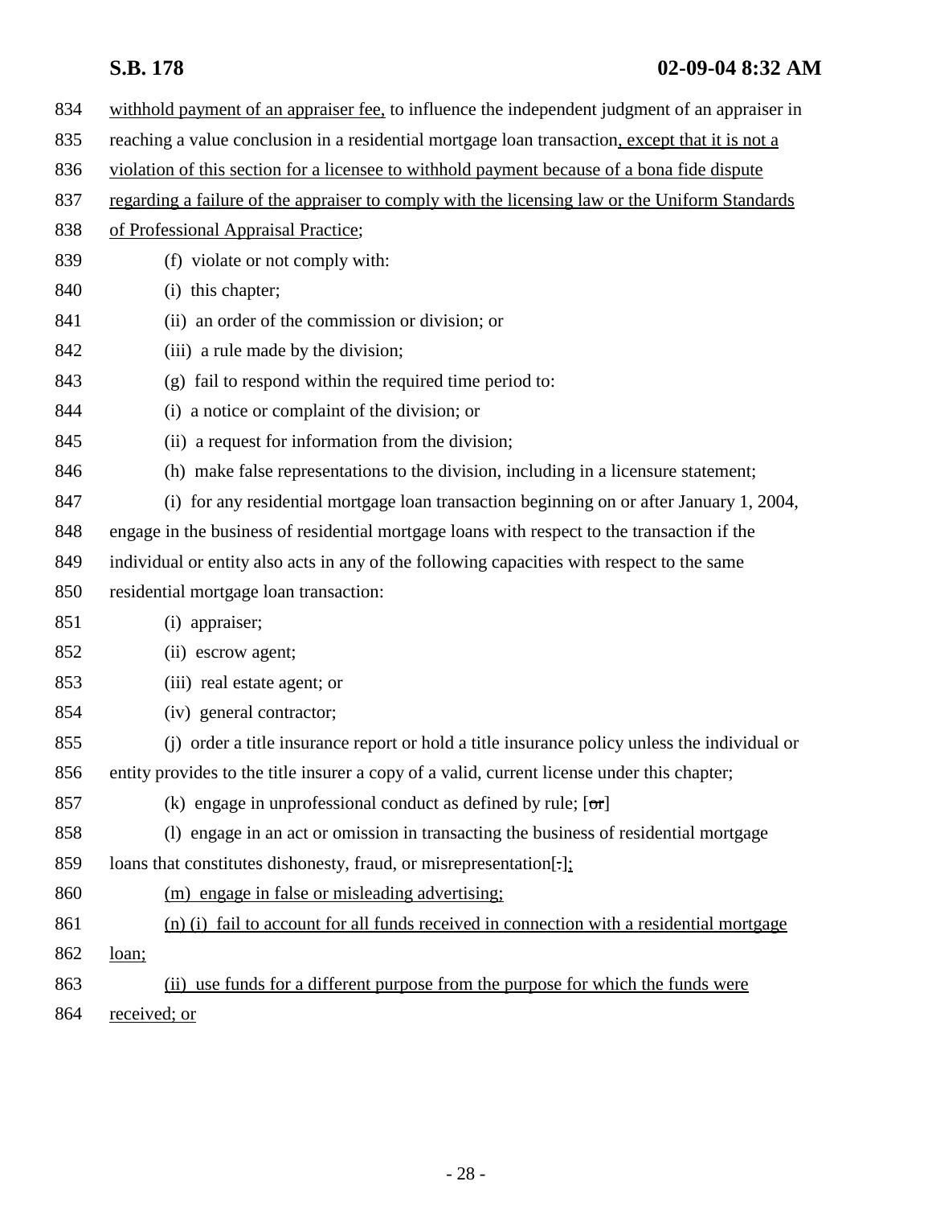withhold payment of an appraiser fee, to influence the independent judgment of an appraiser in reaching a value conclusion in a residential mortgage loan transaction, except that it is not a violation of this section for a licensee to withhold payment because of a bona fide dispute regarding a failure of the appraiser to comply with the licensing law or the Uniform Standards of Professional Appraisal Practice;

(f) violate or not comply with:

(i) this chapter;

(ii) an order of the commission or division; or

(iii) a rule made by the division;

(g) fail to respond within the required time period to:

(i) a notice or complaint of the division; or

(ii) a request for information from the division;

(h) make false representations to the division, including in a licensure statement;

(i) for any residential mortgage loan transaction beginning on or after January 1, 2004, engage in the business of residential mortgage loans with respect to the transaction if the individual or entity also acts in any of the following capacities with respect to the same residential mortgage loan transaction:

(i) appraiser;

(ii) escrow agent;

(iii) real estate agent; or

(iv) general contractor;

(j) order a title insurance report or hold a title insurance policy unless the individual or entity provides to the title insurer a copy of a valid, current license under this chapter;

(k) engage in unprofessional conduct as defined by rule; [~~or~~]

(l) engage in an act or omission in transacting the business of residential mortgage loans that constitutes dishonesty, fraud, or misrepresentation[~~.~~];

(m) engage in false or misleading advertising;

(n) (i) fail to account for all funds received in connection with a residential mortgage loan;

(ii) use funds for a different purpose from the purpose for which the funds were received; or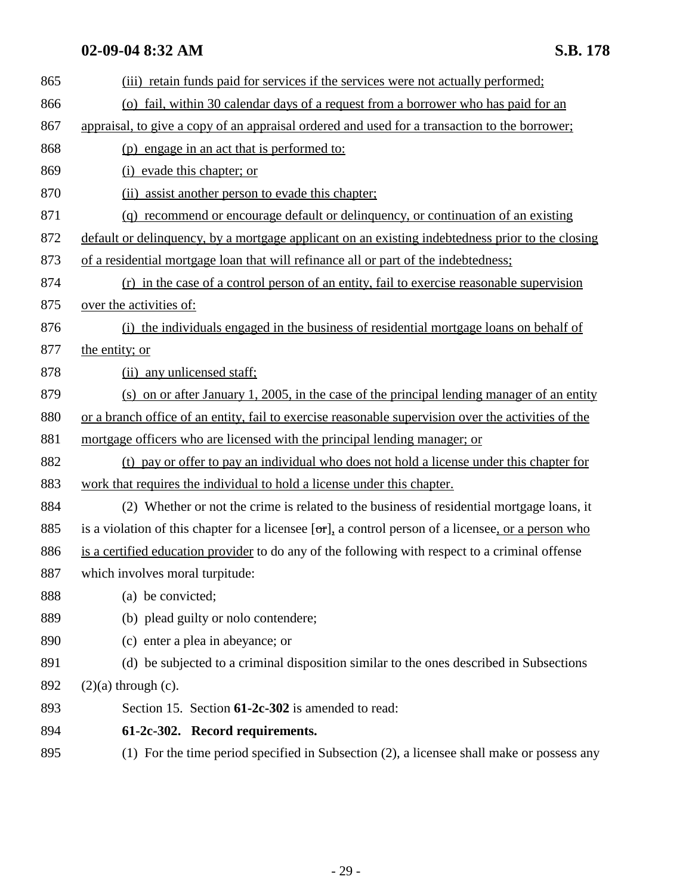(iii) retain funds paid for services if the services were not actually performed;

(o) fail, within 30 calendar days of a request from a borrower who has paid for an appraisal, to give a copy of an appraisal ordered and used for a transaction to the borrower;

(p) engage in an act that is performed to:

(i) evade this chapter; or

(ii) assist another person to evade this chapter;

(q) recommend or encourage default or delinquency, or continuation of an existing default or delinquency, by a mortgage applicant on an existing indebtedness prior to the closing of a residential mortgage loan that will refinance all or part of the indebtedness;

(r) in the case of a control person of an entity, fail to exercise reasonable supervision over the activities of:

(i) the individuals engaged in the business of residential mortgage loans on behalf of the entity; or

(ii) any unlicensed staff;

(s) on or after January 1, 2005, in the case of the principal lending manager of an entity or a branch office of an entity, fail to exercise reasonable supervision over the activities of the mortgage officers who are licensed with the principal lending manager; or

(t) pay or offer to pay an individual who does not hold a license under this chapter for work that requires the individual to hold a license under this chapter.

(2) Whether or not the crime is related to the business of residential mortgage loans, it is a violation of this chapter for a licensee [~~or~~], a control person of a licensee, or a person who is a certified education provider to do any of the following with respect to a criminal offense which involves moral turpitude:

(a) be convicted;

(b) plead guilty or nolo contendere;

(c) enter a plea in abeyance; or

(d) be subjected to a criminal disposition similar to the ones described in Subsections (2)(a) through (c).

Section 15. Section **61-2c-302** is amended to read:

**61-2c-302. Record requirements.**

(1) For the time period specified in Subsection (2), a licensee shall make or possess any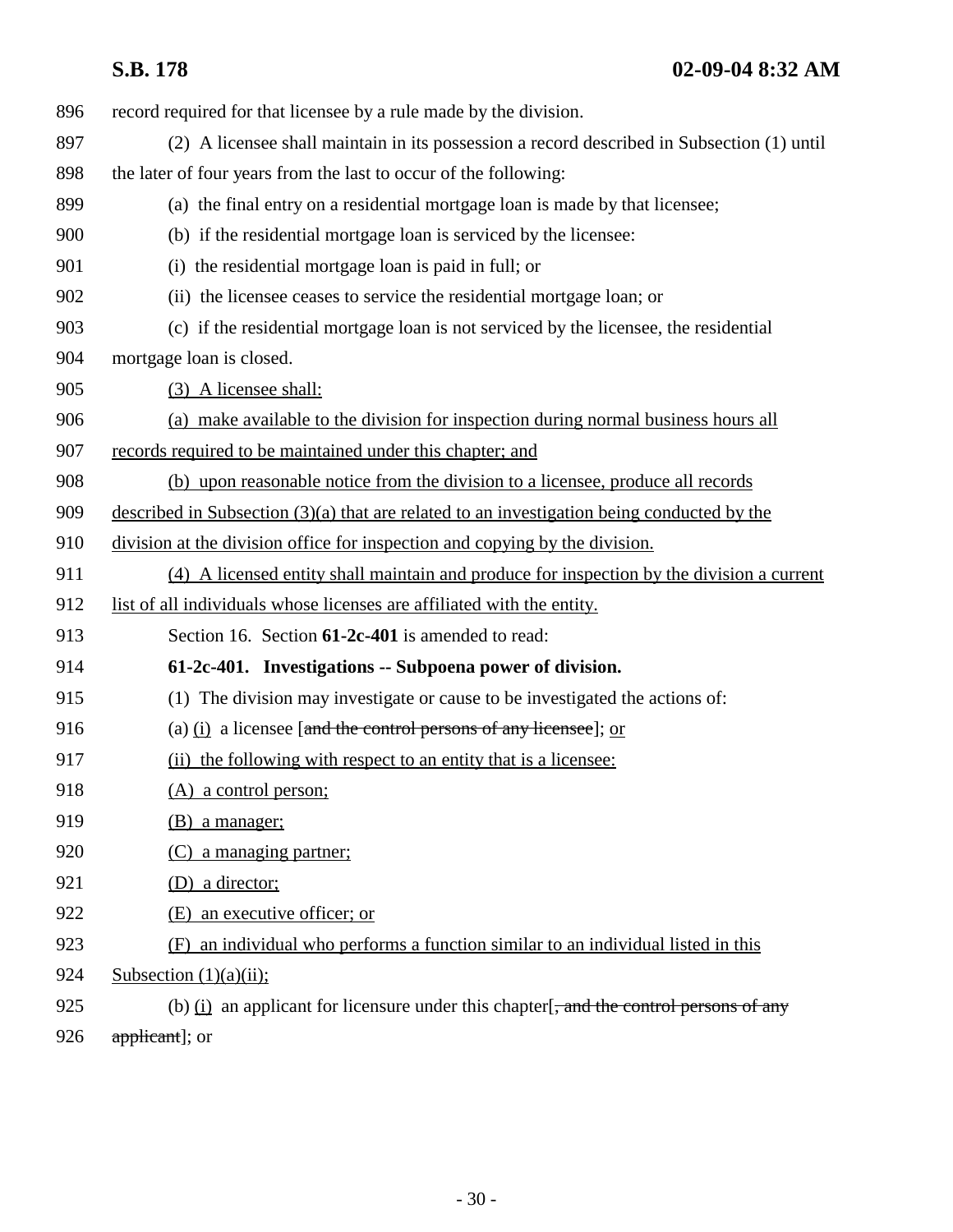record required for that licensee by a rule made by the division.

(2) A licensee shall maintain in its possession a record described in Subsection (1) until the later of four years from the last to occur of the following:

(a) the final entry on a residential mortgage loan is made by that licensee;

(b) if the residential mortgage loan is serviced by the licensee:

(i) the residential mortgage loan is paid in full; or

(ii) the licensee ceases to service the residential mortgage loan; or

(c) if the residential mortgage loan is not serviced by the licensee, the residential mortgage loan is closed.

<u>(3) A licensee shall:</u>

<u>(a) make available to the division for inspection during normal business hours all records required to be maintained under this chapter; and</u>

<u>(b) upon reasonable notice from the division to a licensee, produce all records described in Subsection (3)(a) that are related to an investigation being conducted by the division at the division office for inspection and copying by the division.</u>

<u>(4) A licensed entity shall maintain and produce for inspection by the division a current list of all individuals whose licenses are affiliated with the entity.</u>

Section 16. Section **61-2c-401** is amended to read:

**61-2c-401. Investigations -- Subpoena power of division.**

(1) The division may investigate or cause to be investigated the actions of:

(a) <u>(i)</u> a licensee [~~and the control persons of any licensee~~]; <u>or</u>

<u>(ii) the following with respect to an entity that is a licensee:</u>

<u>(A) a control person;</u>

<u>(B) a manager;</u>

<u>(C) a managing partner;</u>

<u>(D) a director;</u>

<u>(E) an executive officer; or</u>

<u>(F) an individual who performs a function similar to an individual listed in this Subsection (1)(a)(ii);</u>

(b) <u>(i)</u> an applicant for licensure under this chapter[~~, and the control persons of any applicant~~]; or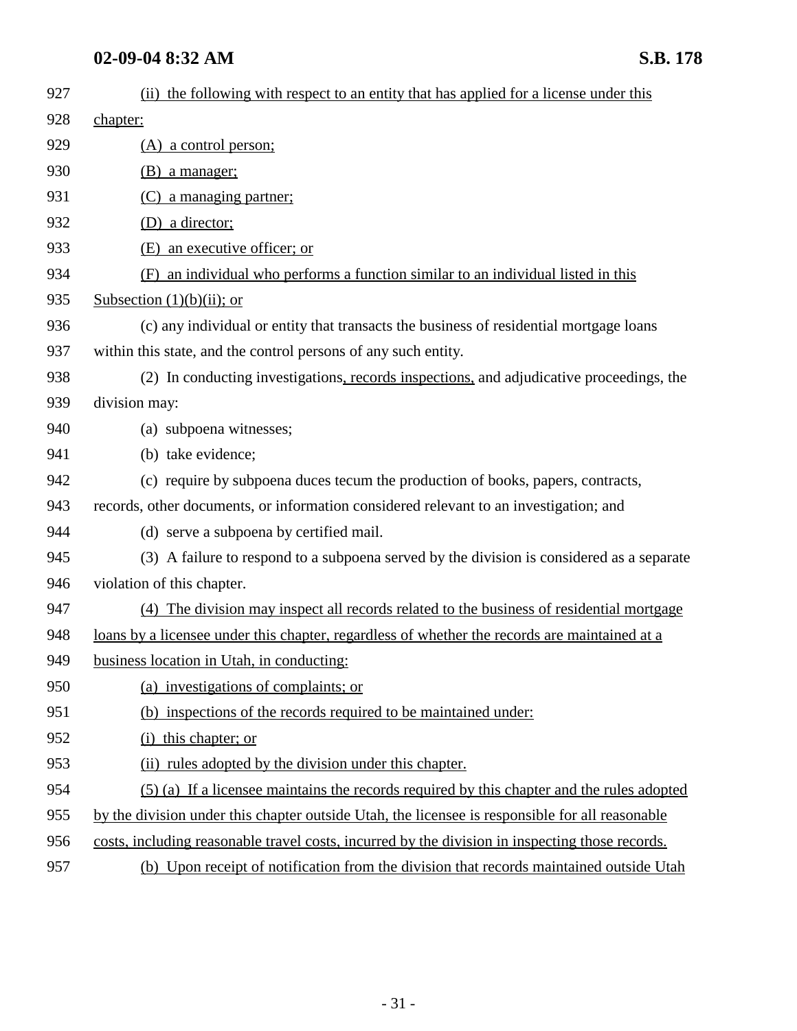(ii) the following with respect to an entity that has applied for a license under this chapter:

(A) a control person;

(B) a manager;

(C) a managing partner;

(D) a director;

(E) an executive officer; or

(F) an individual who performs a function similar to an individual listed in this Subsection (1)(b)(ii); or

(c) any individual or entity that transacts the business of residential mortgage loans within this state, and the control persons of any such entity.

(2) In conducting investigations, records inspections, and adjudicative proceedings, the division may:

(a) subpoena witnesses;

(b) take evidence;

(c) require by subpoena duces tecum the production of books, papers, contracts, records, other documents, or information considered relevant to an investigation; and

(d) serve a subpoena by certified mail.

(3) A failure to respond to a subpoena served by the division is considered as a separate violation of this chapter.

(4) The division may inspect all records related to the business of residential mortgage loans by a licensee under this chapter, regardless of whether the records are maintained at a business location in Utah, in conducting:

(a) investigations of complaints; or

(b) inspections of the records required to be maintained under:

(i) this chapter; or

(ii) rules adopted by the division under this chapter.

(5) (a) If a licensee maintains the records required by this chapter and the rules adopted by the division under this chapter outside Utah, the licensee is responsible for all reasonable costs, including reasonable travel costs, incurred by the division in inspecting those records.

(b) Upon receipt of notification from the division that records maintained outside Utah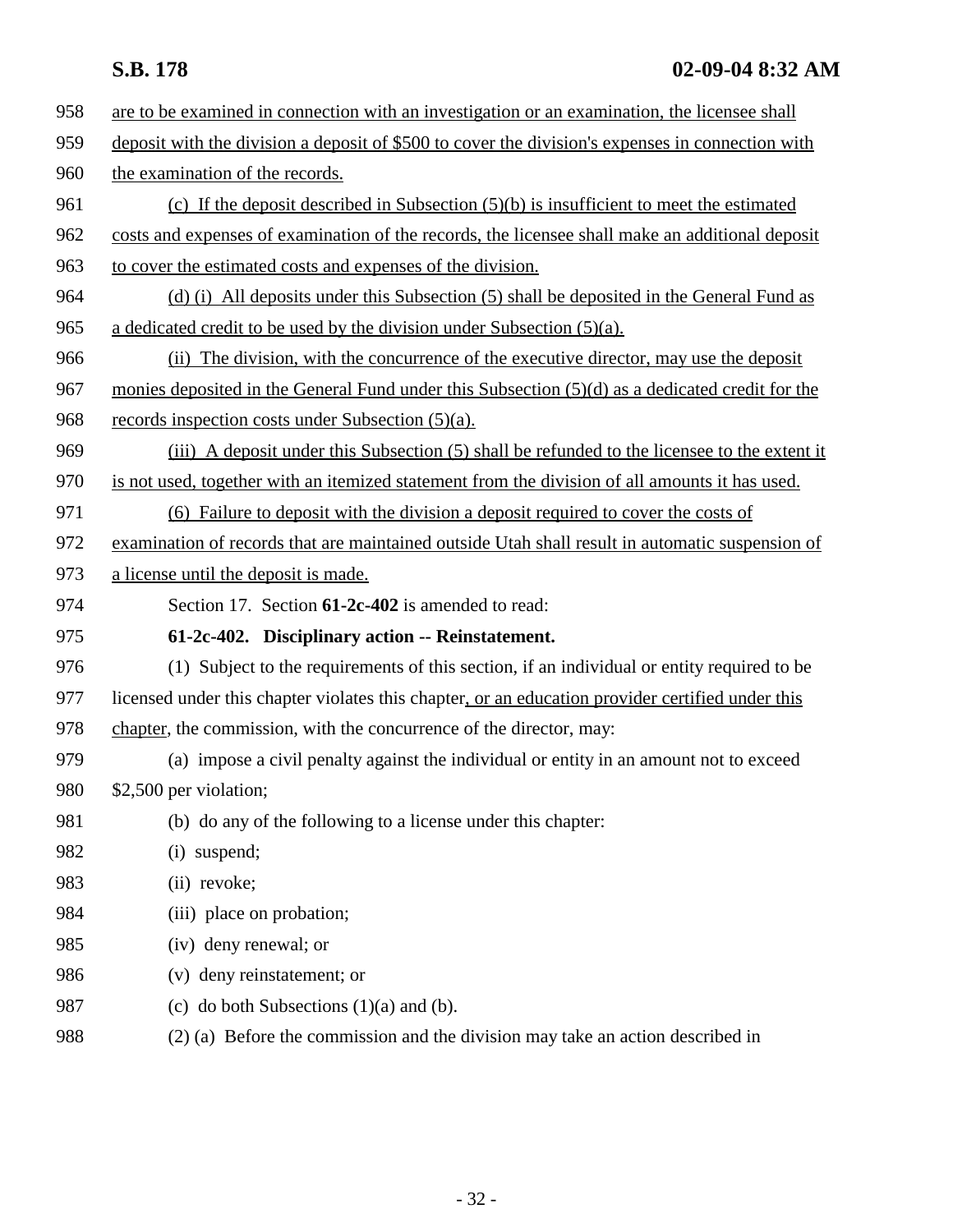are to be examined in connection with an investigation or an examination, the licensee shall deposit with the division a deposit of $500 to cover the division's expenses in connection with the examination of the records.

(c) If the deposit described in Subsection (5)(b) is insufficient to meet the estimated costs and expenses of examination of the records, the licensee shall make an additional deposit to cover the estimated costs and expenses of the division.

(d) (i) All deposits under this Subsection (5) shall be deposited in the General Fund as a dedicated credit to be used by the division under Subsection (5)(a).

(ii) The division, with the concurrence of the executive director, may use the deposit monies deposited in the General Fund under this Subsection (5)(d) as a dedicated credit for the records inspection costs under Subsection (5)(a).

(iii) A deposit under this Subsection (5) shall be refunded to the licensee to the extent it is not used, together with an itemized statement from the division of all amounts it has used.

(6) Failure to deposit with the division a deposit required to cover the costs of examination of records that are maintained outside Utah shall result in automatic suspension of a license until the deposit is made.

Section 17. Section **61-2c-402** is amended to read:

**61-2c-402. Disciplinary action -- Reinstatement.**

(1) Subject to the requirements of this section, if an individual or entity required to be licensed under this chapter violates this chapter, or an education provider certified under this chapter, the commission, with the concurrence of the director, may:

(a) impose a civil penalty against the individual or entity in an amount not to exceed $2,500 per violation;

(b) do any of the following to a license under this chapter:

(i) suspend;

(ii) revoke;

(iii) place on probation;

(iv) deny renewal; or

(v) deny reinstatement; or

(c) do both Subsections (1)(a) and (b).

(2) (a) Before the commission and the division may take an action described in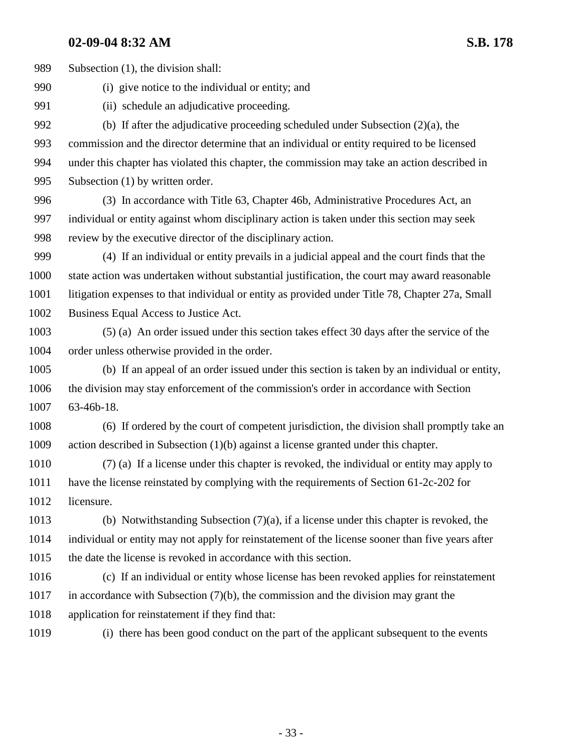Subsection (1), the division shall:

(i) give notice to the individual or entity; and

(ii) schedule an adjudicative proceeding.

(b) If after the adjudicative proceeding scheduled under Subsection (2)(a), the commission and the director determine that an individual or entity required to be licensed under this chapter has violated this chapter, the commission may take an action described in Subsection (1) by written order.

(3) In accordance with Title 63, Chapter 46b, Administrative Procedures Act, an individual or entity against whom disciplinary action is taken under this section may seek review by the executive director of the disciplinary action.

(4) If an individual or entity prevails in a judicial appeal and the court finds that the state action was undertaken without substantial justification, the court may award reasonable litigation expenses to that individual or entity as provided under Title 78, Chapter 27a, Small Business Equal Access to Justice Act.

(5) (a) An order issued under this section takes effect 30 days after the service of the order unless otherwise provided in the order.

(b) If an appeal of an order issued under this section is taken by an individual or entity, the division may stay enforcement of the commission's order in accordance with Section 63-46b-18.

(6) If ordered by the court of competent jurisdiction, the division shall promptly take an action described in Subsection (1)(b) against a license granted under this chapter.

(7) (a) If a license under this chapter is revoked, the individual or entity may apply to have the license reinstated by complying with the requirements of Section 61-2c-202 for licensure.

(b) Notwithstanding Subsection (7)(a), if a license under this chapter is revoked, the individual or entity may not apply for reinstatement of the license sooner than five years after the date the license is revoked in accordance with this section.

(c) If an individual or entity whose license has been revoked applies for reinstatement in accordance with Subsection (7)(b), the commission and the division may grant the application for reinstatement if they find that:

(i) there has been good conduct on the part of the applicant subsequent to the events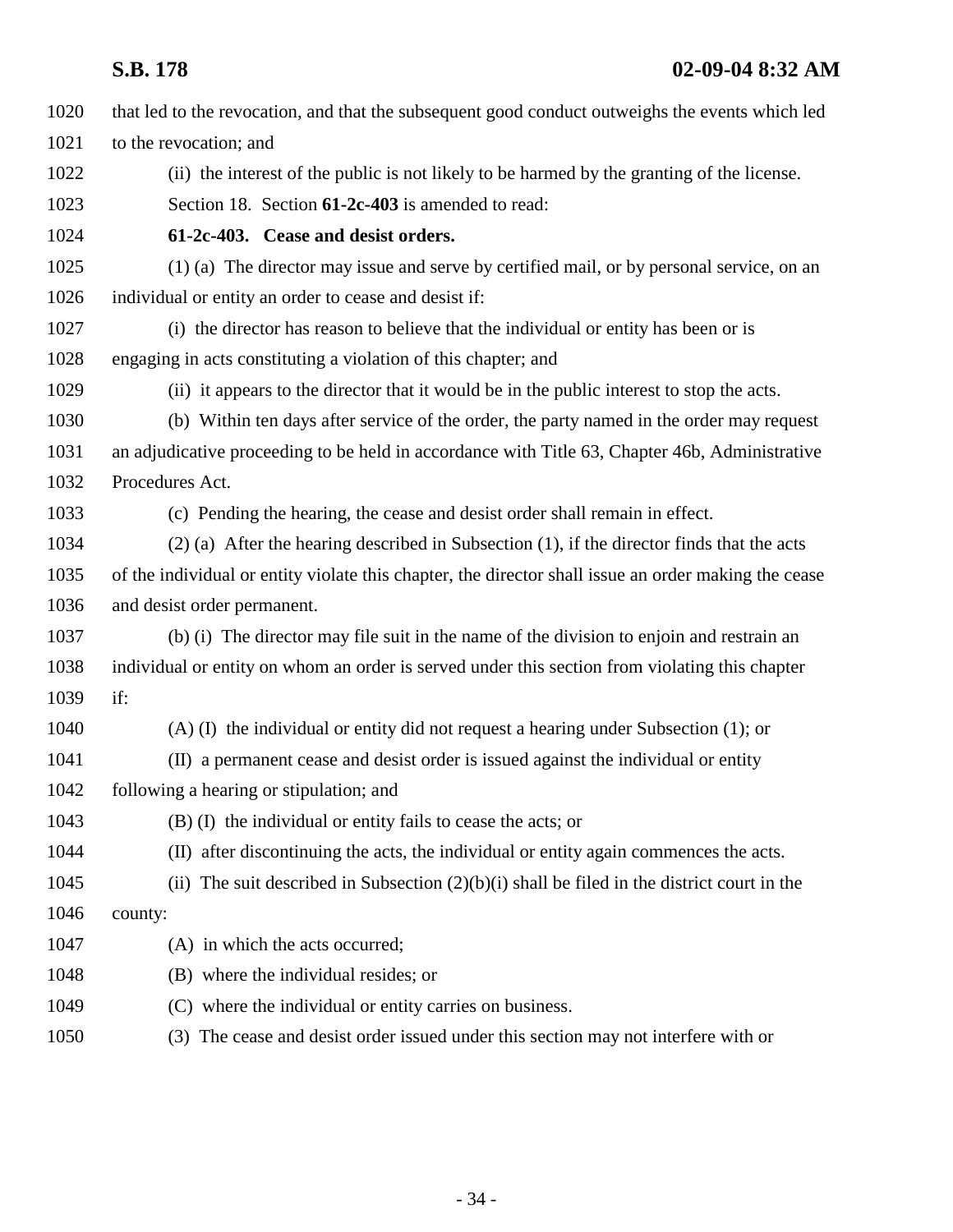that led to the revocation, and that the subsequent good conduct outweighs the events which led to the revocation; and

(ii) the interest of the public is not likely to be harmed by the granting of the license.

Section 18. Section **61-2c-403** is amended to read:

**61-2c-403. Cease and desist orders.**

(1) (a) The director may issue and serve by certified mail, or by personal service, on an individual or entity an order to cease and desist if:

(i) the director has reason to believe that the individual or entity has been or is engaging in acts constituting a violation of this chapter; and

(ii) it appears to the director that it would be in the public interest to stop the acts.

(b) Within ten days after service of the order, the party named in the order may request an adjudicative proceeding to be held in accordance with Title 63, Chapter 46b, Administrative Procedures Act.

(c) Pending the hearing, the cease and desist order shall remain in effect.

(2) (a) After the hearing described in Subsection (1), if the director finds that the acts of the individual or entity violate this chapter, the director shall issue an order making the cease and desist order permanent.

(b) (i) The director may file suit in the name of the division to enjoin and restrain an individual or entity on whom an order is served under this section from violating this chapter if:

(A) (I) the individual or entity did not request a hearing under Subsection (1); or

(II) a permanent cease and desist order is issued against the individual or entity following a hearing or stipulation; and

(B) (I) the individual or entity fails to cease the acts; or

(II) after discontinuing the acts, the individual or entity again commences the acts.

(ii) The suit described in Subsection (2)(b)(i) shall be filed in the district court in the county:

(A) in which the acts occurred;

(B) where the individual resides; or

(C) where the individual or entity carries on business.

(3) The cease and desist order issued under this section may not interfere with or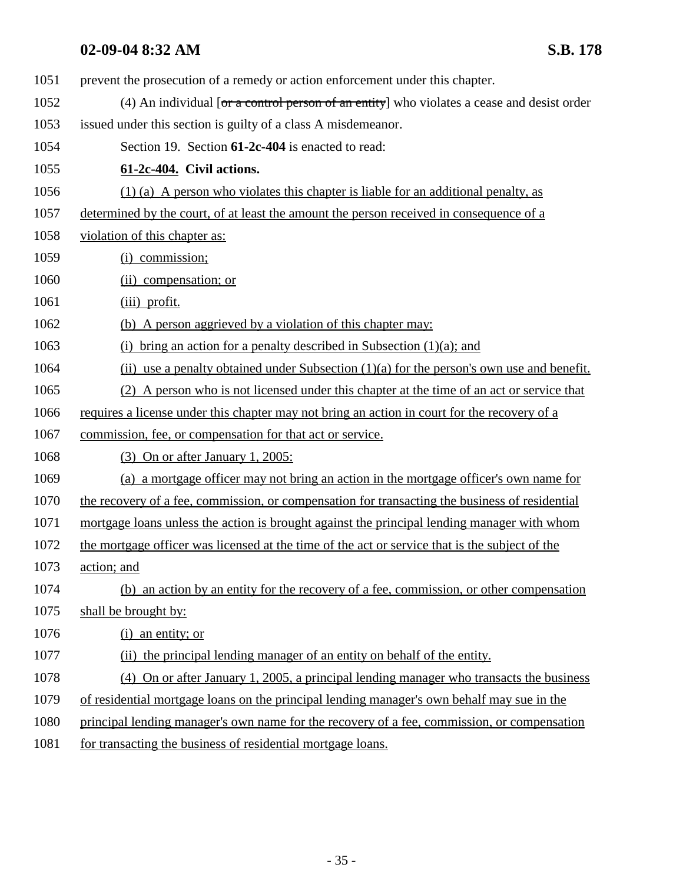prevent the prosecution of a remedy or action enforcement under this chapter.

(4) An individual [~~or a control person of an entity~~] who violates a cease and desist order issued under this section is guilty of a class A misdemeanor.

Section 19. Section **61-2c-404** is enacted to read:

**<u>61-2c-404.</u> Civil actions.**

<u>(1) (a) A person who violates this chapter is liable for an additional penalty, as determined by the court, of at least the amount the person received in consequence of a violation of this chapter as:</u>

<u>(i) commission;</u>

<u>(ii) compensation; or</u>

<u>(iii) profit.</u>

<u>(b) A person aggrieved by a violation of this chapter may:</u>

<u>(i) bring an action for a penalty described in Subsection (1)(a); and</u>

<u>(ii) use a penalty obtained under Subsection (1)(a) for the person's own use and benefit.</u>

<u>(2) A person who is not licensed under this chapter at the time of an act or service that requires a license under this chapter may not bring an action in court for the recovery of a commission, fee, or compensation for that act or service.</u>

<u>(3) On or after January 1, 2005:</u>

<u>(a) a mortgage officer may not bring an action in the mortgage officer's own name for the recovery of a fee, commission, or compensation for transacting the business of residential mortgage loans unless the action is brought against the principal lending manager with whom the mortgage officer was licensed at the time of the act or service that is the subject of the action; and</u>

<u>(b) an action by an entity for the recovery of a fee, commission, or other compensation shall be brought by:</u>

<u>(i) an entity; or</u>

<u>(ii) the principal lending manager of an entity on behalf of the entity.</u>

<u>(4) On or after January 1, 2005, a principal lending manager who transacts the business of residential mortgage loans on the principal lending manager's own behalf may sue in the principal lending manager's own name for the recovery of a fee, commission, or compensation for transacting the business of residential mortgage loans.</u>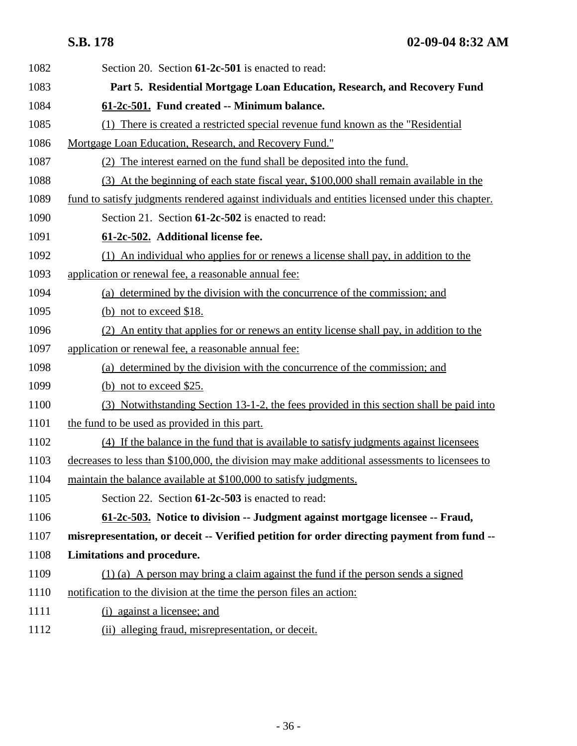Section 20. Section **61-2c-501** is enacted to read:

**Part 5. Residential Mortgage Loan Education, Research, and Recovery Fund**

**61-2c-501. Fund created -- Minimum balance.**

(1) There is created a restricted special revenue fund known as the "Residential Mortgage Loan Education, Research, and Recovery Fund."

(2) The interest earned on the fund shall be deposited into the fund.

(3) At the beginning of each state fiscal year, $100,000 shall remain available in the fund to satisfy judgments rendered against individuals and entities licensed under this chapter.

Section 21. Section **61-2c-502** is enacted to read:

**61-2c-502. Additional license fee.**

(1) An individual who applies for or renews a license shall pay, in addition to the application or renewal fee, a reasonable annual fee:

(a) determined by the division with the concurrence of the commission; and

(b) not to exceed $18.

(2) An entity that applies for or renews an entity license shall pay, in addition to the application or renewal fee, a reasonable annual fee:

(a) determined by the division with the concurrence of the commission; and

(b) not to exceed $25.

(3) Notwithstanding Section 13-1-2, the fees provided in this section shall be paid into the fund to be used as provided in this part.

(4) If the balance in the fund that is available to satisfy judgments against licensees decreases to less than $100,000, the division may make additional assessments to licensees to maintain the balance available at $100,000 to satisfy judgments.

Section 22. Section **61-2c-503** is enacted to read:

**61-2c-503. Notice to division -- Judgment against mortgage licensee -- Fraud, misrepresentation, or deceit -- Verified petition for order directing payment from fund -- Limitations and procedure.**

(1) (a) A person may bring a claim against the fund if the person sends a signed notification to the division at the time the person files an action:

(i) against a licensee; and

(ii) alleging fraud, misrepresentation, or deceit.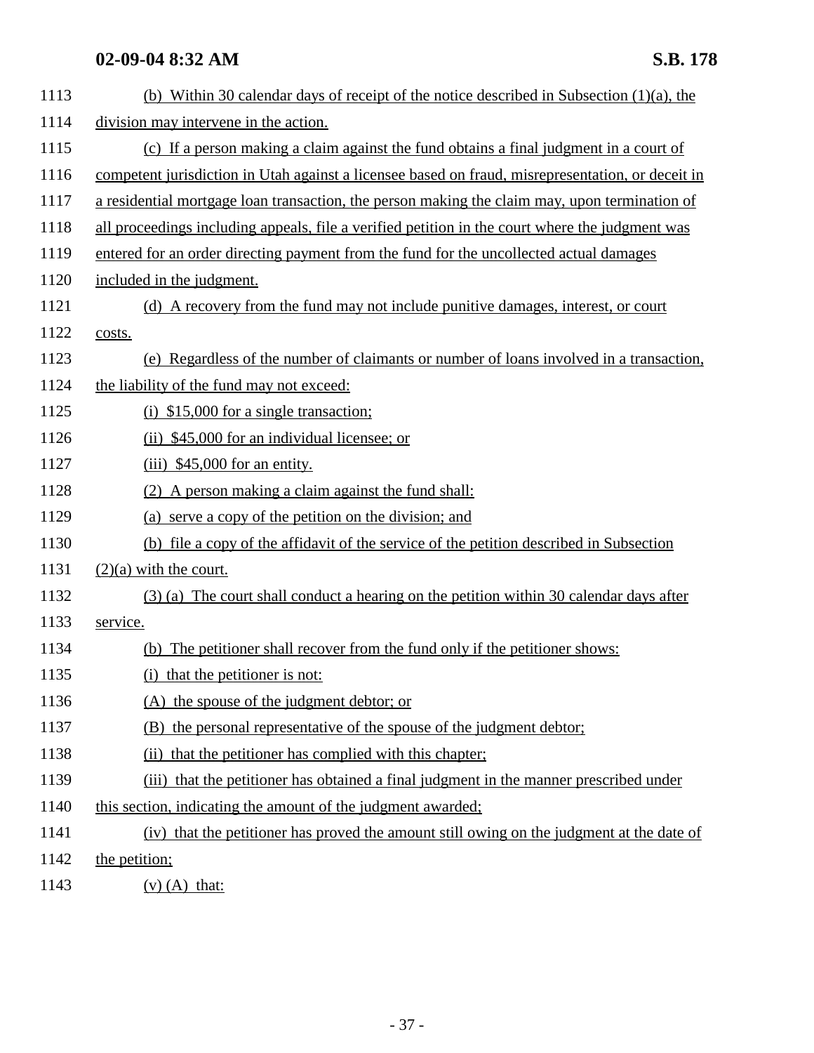(b) Within 30 calendar days of receipt of the notice described in Subsection (1)(a), the division may intervene in the action.

(c) If a person making a claim against the fund obtains a final judgment in a court of competent jurisdiction in Utah against a licensee based on fraud, misrepresentation, or deceit in a residential mortgage loan transaction, the person making the claim may, upon termination of all proceedings including appeals, file a verified petition in the court where the judgment was entered for an order directing payment from the fund for the uncollected actual damages included in the judgment.

(d) A recovery from the fund may not include punitive damages, interest, or court costs.

(e) Regardless of the number of claimants or number of loans involved in a transaction, the liability of the fund may not exceed:

(i) $15,000 for a single transaction;

(ii) $45,000 for an individual licensee; or

(iii) $45,000 for an entity.

(2) A person making a claim against the fund shall:

(a) serve a copy of the petition on the division; and

(b) file a copy of the affidavit of the service of the petition described in Subsection (2)(a) with the court.

(3) (a) The court shall conduct a hearing on the petition within 30 calendar days after service.

(b) The petitioner shall recover from the fund only if the petitioner shows:

(i) that the petitioner is not:

(A) the spouse of the judgment debtor; or

(B) the personal representative of the spouse of the judgment debtor;

(ii) that the petitioner has complied with this chapter;

(iii) that the petitioner has obtained a final judgment in the manner prescribed under this section, indicating the amount of the judgment awarded;

(iv) that the petitioner has proved the amount still owing on the judgment at the date of the petition;

(v) (A) that: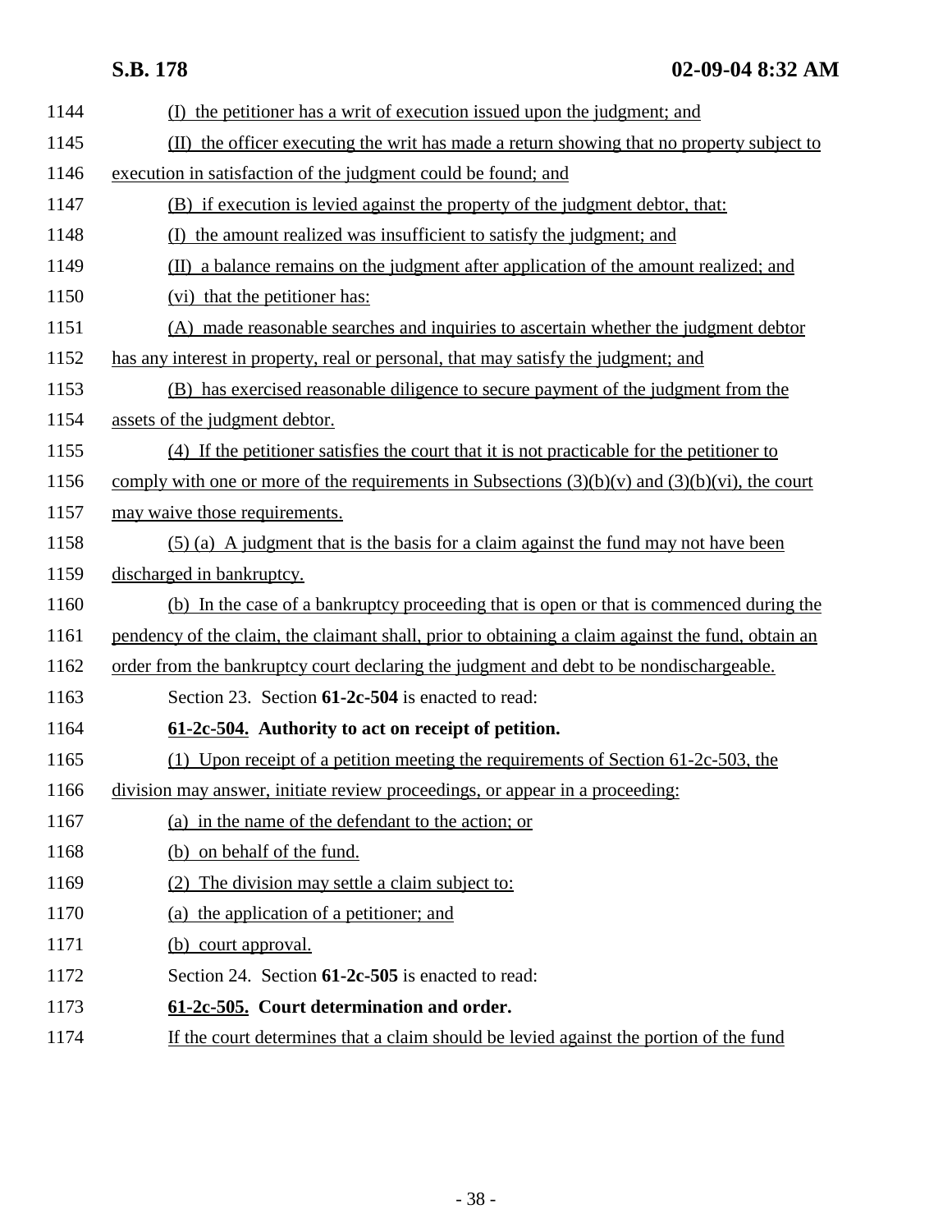(I) the petitioner has a writ of execution issued upon the judgment; and

(II) the officer executing the writ has made a return showing that no property subject to execution in satisfaction of the judgment could be found; and

(B) if execution is levied against the property of the judgment debtor, that:

(I) the amount realized was insufficient to satisfy the judgment; and

(II) a balance remains on the judgment after application of the amount realized; and

(vi) that the petitioner has:

(A) made reasonable searches and inquiries to ascertain whether the judgment debtor has any interest in property, real or personal, that may satisfy the judgment; and

(B) has exercised reasonable diligence to secure payment of the judgment from the assets of the judgment debtor.

(4) If the petitioner satisfies the court that it is not practicable for the petitioner to comply with one or more of the requirements in Subsections (3)(b)(v) and (3)(b)(vi), the court may waive those requirements.

(5) (a) A judgment that is the basis for a claim against the fund may not have been discharged in bankruptcy.

(b) In the case of a bankruptcy proceeding that is open or that is commenced during the pendency of the claim, the claimant shall, prior to obtaining a claim against the fund, obtain an order from the bankruptcy court declaring the judgment and debt to be nondischargeable.

Section 23. Section **61-2c-504** is enacted to read:

**61-2c-504. Authority to act on receipt of petition.**

(1) Upon receipt of a petition meeting the requirements of Section 61-2c-503, the division may answer, initiate review proceedings, or appear in a proceeding:

(a) in the name of the defendant to the action; or

(b) on behalf of the fund.

(2) The division may settle a claim subject to:

(a) the application of a petitioner; and

(b) court approval.

Section 24. Section **61-2c-505** is enacted to read:

**61-2c-505. Court determination and order.**

If the court determines that a claim should be levied against the portion of the fund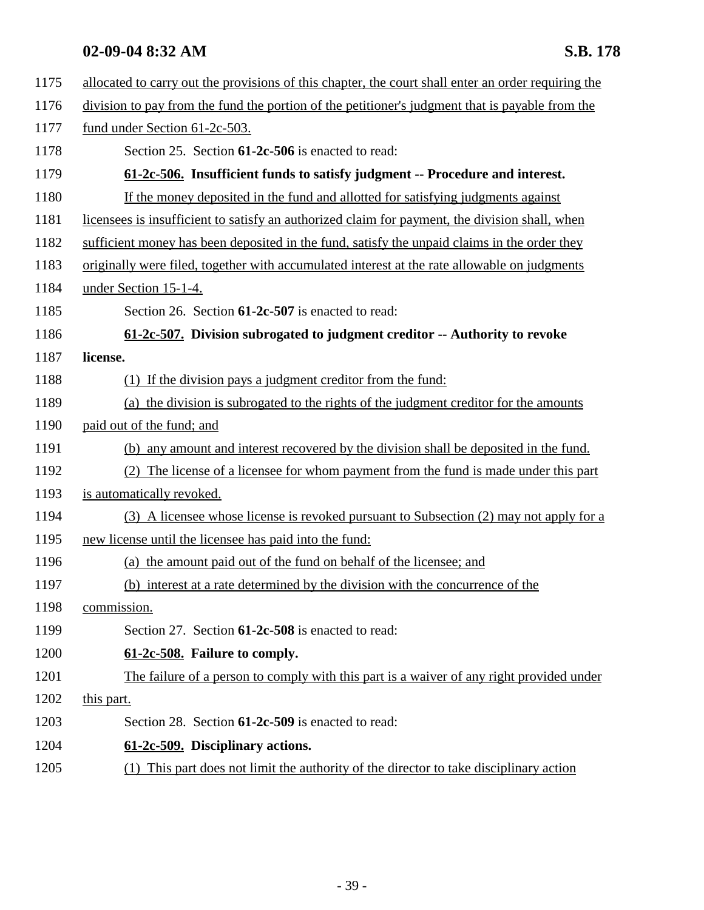allocated to carry out the provisions of this chapter, the court shall enter an order requiring the division to pay from the fund the portion of the petitioner's judgment that is payable from the fund under Section 61-2c-503.

Section 25. Section **61-2c-506** is enacted to read:

**61-2c-506. Insufficient funds to satisfy judgment -- Procedure and interest.**

If the money deposited in the fund and allotted for satisfying judgments against licensees is insufficient to satisfy an authorized claim for payment, the division shall, when sufficient money has been deposited in the fund, satisfy the unpaid claims in the order they originally were filed, together with accumulated interest at the rate allowable on judgments under Section 15-1-4.

Section 26. Section **61-2c-507** is enacted to read:

**61-2c-507. Division subrogated to judgment creditor -- Authority to revoke license.**

(1) If the division pays a judgment creditor from the fund:

(a) the division is subrogated to the rights of the judgment creditor for the amounts paid out of the fund; and

(b) any amount and interest recovered by the division shall be deposited in the fund.

(2) The license of a licensee for whom payment from the fund is made under this part is automatically revoked.

(3) A licensee whose license is revoked pursuant to Subsection (2) may not apply for a new license until the licensee has paid into the fund:

(a) the amount paid out of the fund on behalf of the licensee; and

(b) interest at a rate determined by the division with the concurrence of the commission.

Section 27. Section **61-2c-508** is enacted to read:

**61-2c-508. Failure to comply.**

The failure of a person to comply with this part is a waiver of any right provided under this part.

Section 28. Section **61-2c-509** is enacted to read:

**61-2c-509. Disciplinary actions.**

(1) This part does not limit the authority of the director to take disciplinary action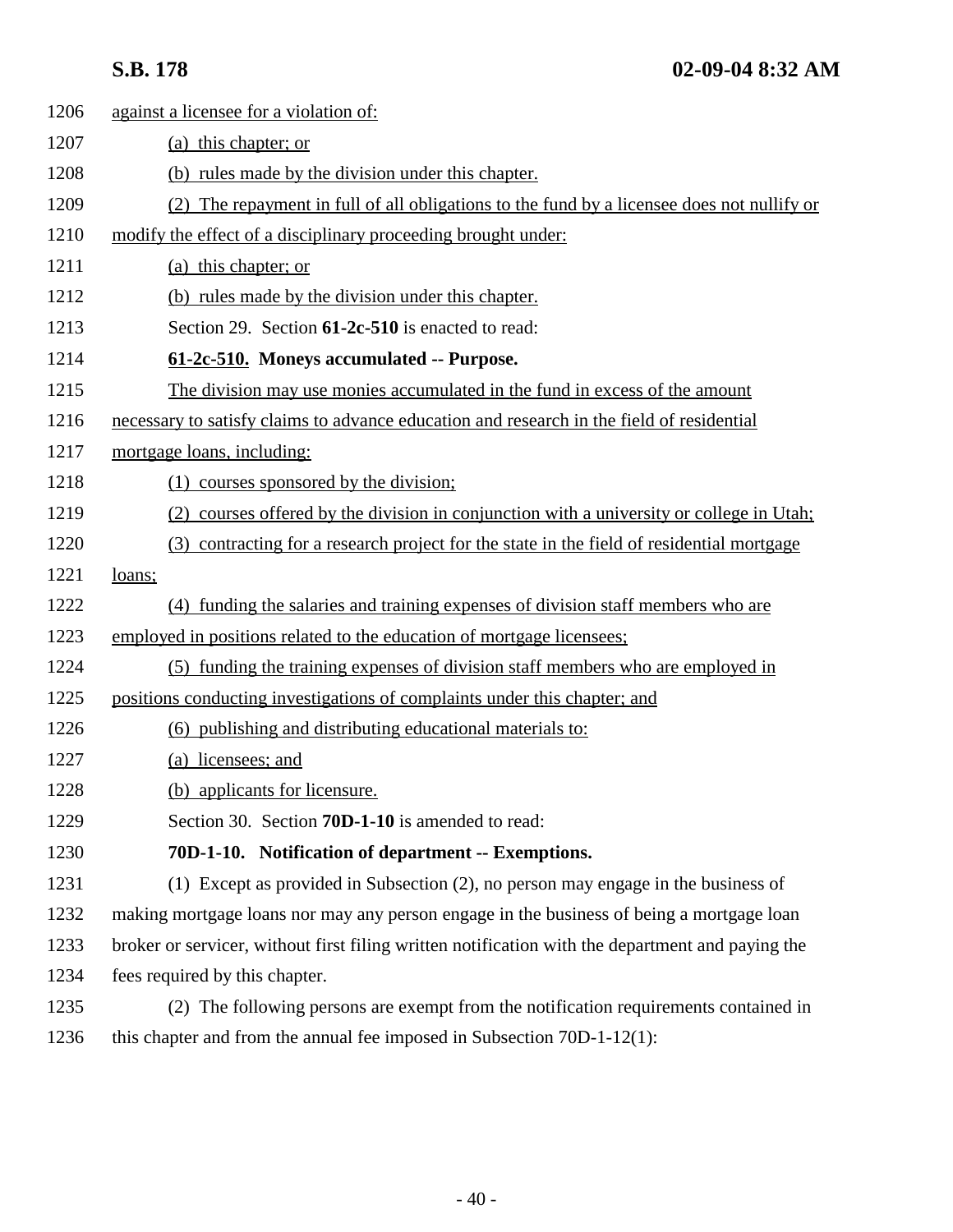against a licensee for a violation of:

(a) this chapter; or

(b) rules made by the division under this chapter.

(2) The repayment in full of all obligations to the fund by a licensee does not nullify or modify the effect of a disciplinary proceeding brought under:

(a) this chapter; or

(b) rules made by the division under this chapter.

Section 29. Section **61-2c-510** is enacted to read:

**61-2c-510. Moneys accumulated -- Purpose.**

The division may use monies accumulated in the fund in excess of the amount necessary to satisfy claims to advance education and research in the field of residential mortgage loans, including:

(1) courses sponsored by the division;

(2) courses offered by the division in conjunction with a university or college in Utah;

(3) contracting for a research project for the state in the field of residential mortgage loans;

(4) funding the salaries and training expenses of division staff members who are employed in positions related to the education of mortgage licensees;

(5) funding the training expenses of division staff members who are employed in positions conducting investigations of complaints under this chapter; and

(6) publishing and distributing educational materials to:

(a) licensees; and

(b) applicants for licensure.

Section 30. Section **70D-1-10** is amended to read:

**70D-1-10. Notification of department -- Exemptions.**

(1) Except as provided in Subsection (2), no person may engage in the business of making mortgage loans nor may any person engage in the business of being a mortgage loan broker or servicer, without first filing written notification with the department and paying the fees required by this chapter.

(2) The following persons are exempt from the notification requirements contained in this chapter and from the annual fee imposed in Subsection 70D-1-12(1):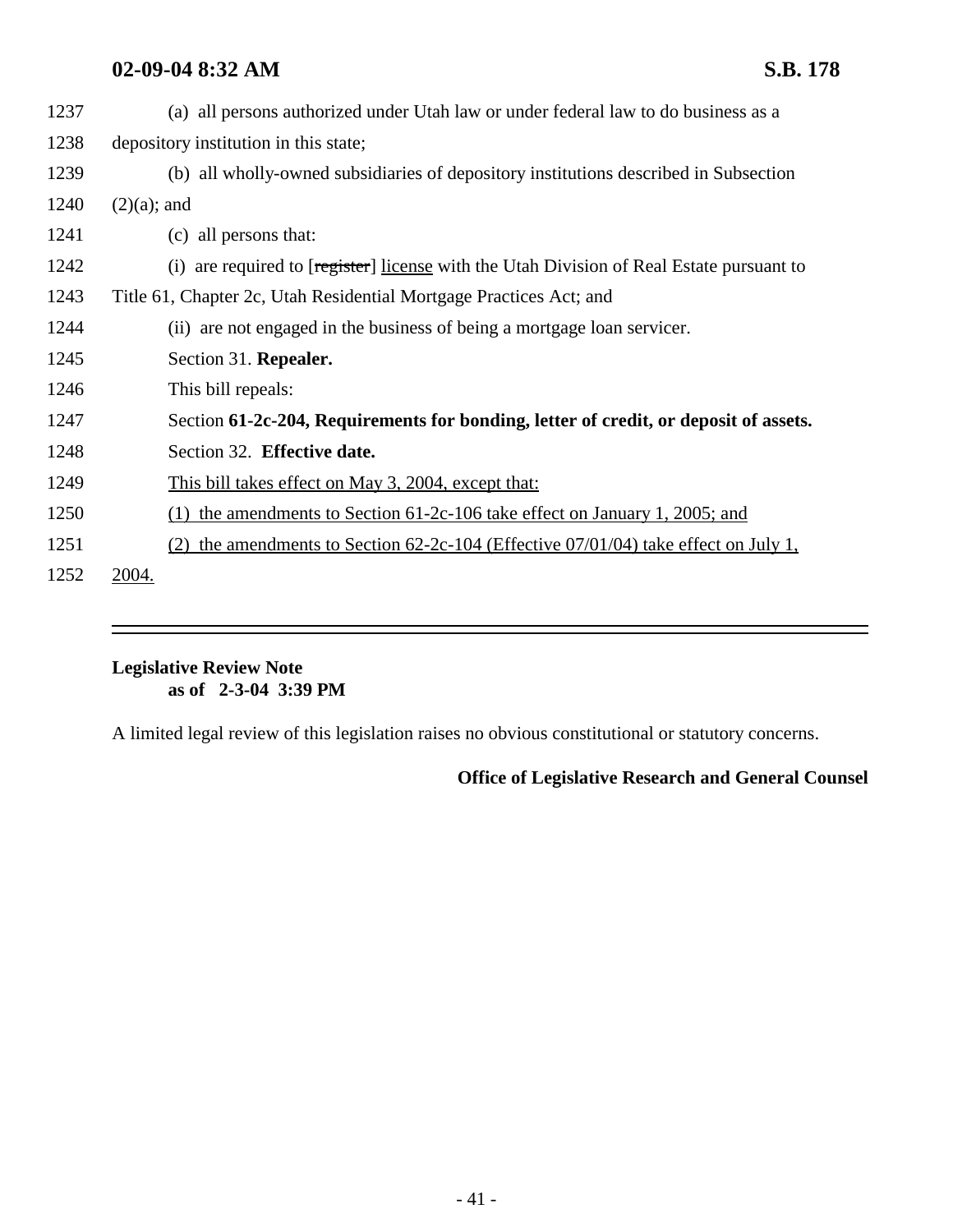1237 (a) all persons authorized under Utah law or under federal law to do business as a

1238 depository institution in this state;

1239 (b) all wholly-owned subsidiaries of depository institutions described in Subsection

1240 (2)(a); and

1241 (c) all persons that:

1242 (i) are required to [~~register~~] license with the Utah Division of Real Estate pursuant to

1243 Title 61, Chapter 2c, Utah Residential Mortgage Practices Act; and

1244 (ii) are not engaged in the business of being a mortgage loan servicer.

1245 Section 31. **Repealer.**

1246 This bill repeals:

1247 Section **61-2c-204, Requirements for bonding, letter of credit, or deposit of assets.**

1248 Section 32. **Effective date.**

1249 This bill takes effect on May 3, 2004, except that:

1250 (1) the amendments to Section 61-2c-106 take effect on January 1, 2005; and

1251 (2) the amendments to Section 62-2c-104 (Effective 07/01/04) take effect on July 1,

1252 2004.

---

**Legislative Review Note**
**as of 2-3-04 3:39 PM**

A limited legal review of this legislation raises no obvious constitutional or statutory concerns.

**Office of Legislative Research and General Counsel**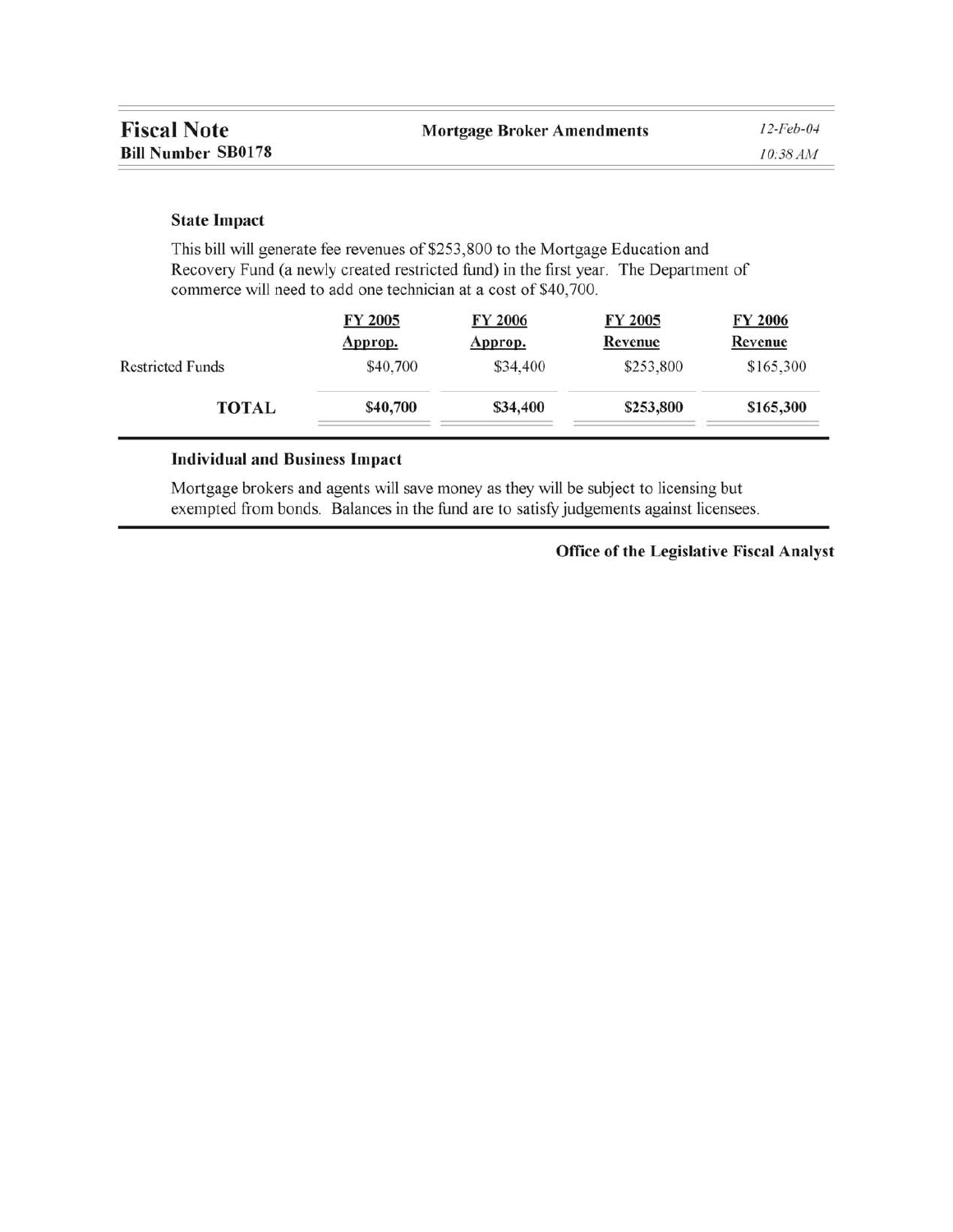# Fiscal Note

**Bill Number SB0178**

**Mortgage Broker Amendments**

*12-Feb-04*
*10:38 AM*

### State Impact

This bill will generate fee revenues of $253,800 to the Mortgage Education and Recovery Fund (a newly created restricted fund) in the first year. The Department of commerce will need to add one technician at a cost of $40,700.

| | FY 2005 Approp. | FY 2006 Approp. | FY 2005 Revenue | FY 2006 Revenue |
|---|---|---|---|---|
| Restricted Funds | $40,700 | $34,400 | $253,800 | $165,300 |
| **TOTAL** | **$40,700** | **$34,400** | **$253,800** | **$165,300** |

### Individual and Business Impact

Mortgage brokers and agents will save money as they will be subject to licensing but exempted from bonds. Balances in the fund are to satisfy judgements against licensees.

**Office of the Legislative Fiscal Analyst**